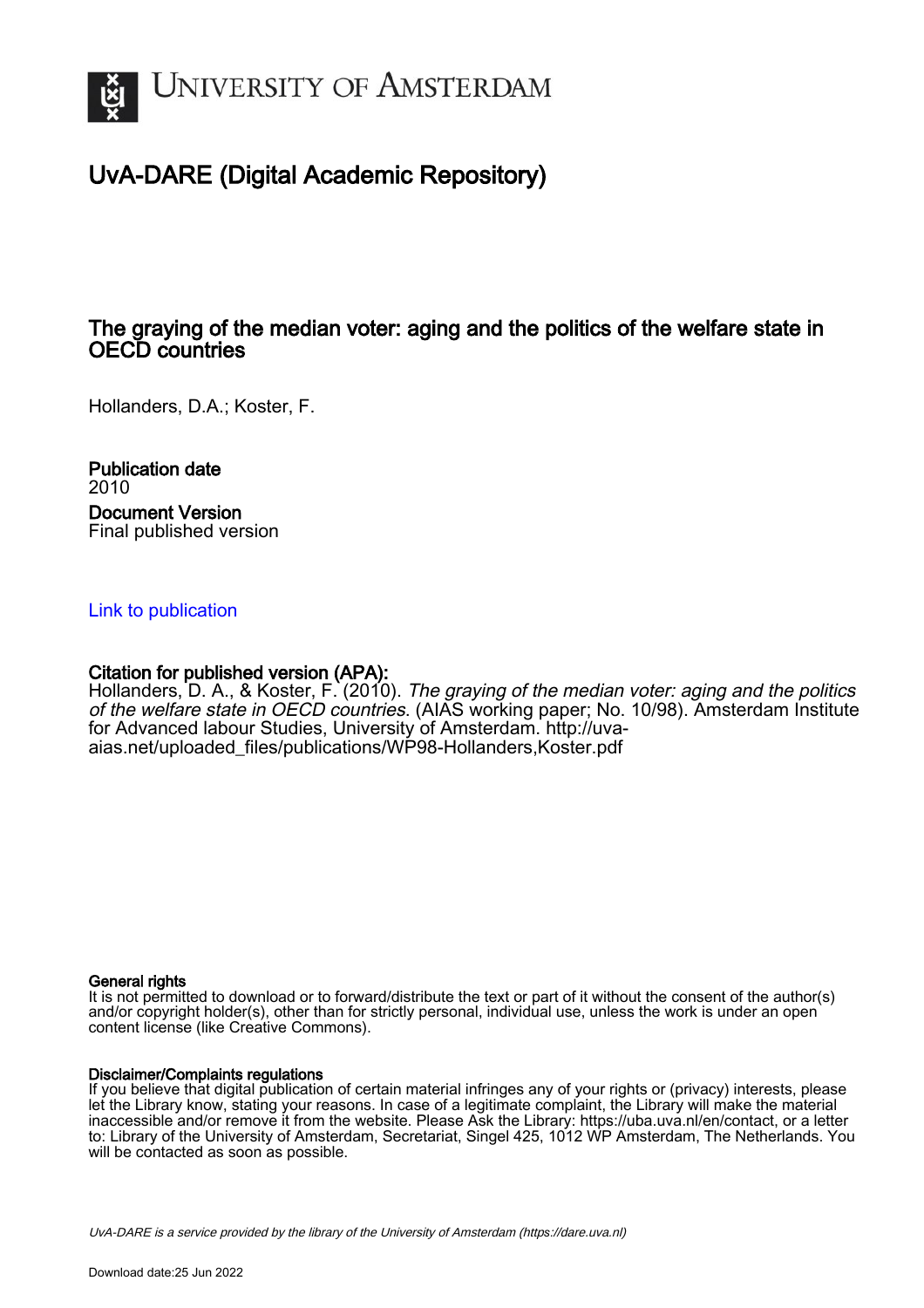# UvA-DARE (Digital Academic Repository)

## The graying of the median voter: aging and the politics of the welfare state in OECD countries

Hollanders, D.A.; Koster, F.

**Publication date**
2010

**Document Version**
Final published version

Link to publication

**Citation for published version (APA):**
Hollanders, D. A., & Koster, F. (2010). *The graying of the median voter: aging and the politics of the welfare state in OECD countries*. (AIAS working paper; No. 10/98). Amsterdam Institute for Advanced labour Studies, University of Amsterdam. http://uva-aias.net/uploaded_files/publications/WP98-Hollanders,Koster.pdf

**General rights**
It is not permitted to download or to forward/distribute the text or part of it without the consent of the author(s) and/or copyright holder(s), other than for strictly personal, individual use, unless the work is under an open content license (like Creative Commons).

**Disclaimer/Complaints regulations**
If you believe that digital publication of certain material infringes any of your rights or (privacy) interests, please let the Library know, stating your reasons. In case of a legitimate complaint, the Library will make the material inaccessible and/or remove it from the website. Please Ask the Library: https://uba.uva.nl/en/contact, or a letter to: Library of the University of Amsterdam, Secretariat, Singel 425, 1012 WP Amsterdam, The Netherlands. You will be contacted as soon as possible.

*UvA-DARE is a service provided by the library of the University of Amsterdam (https://dare.uva.nl)*

Download date:25 Jun 2022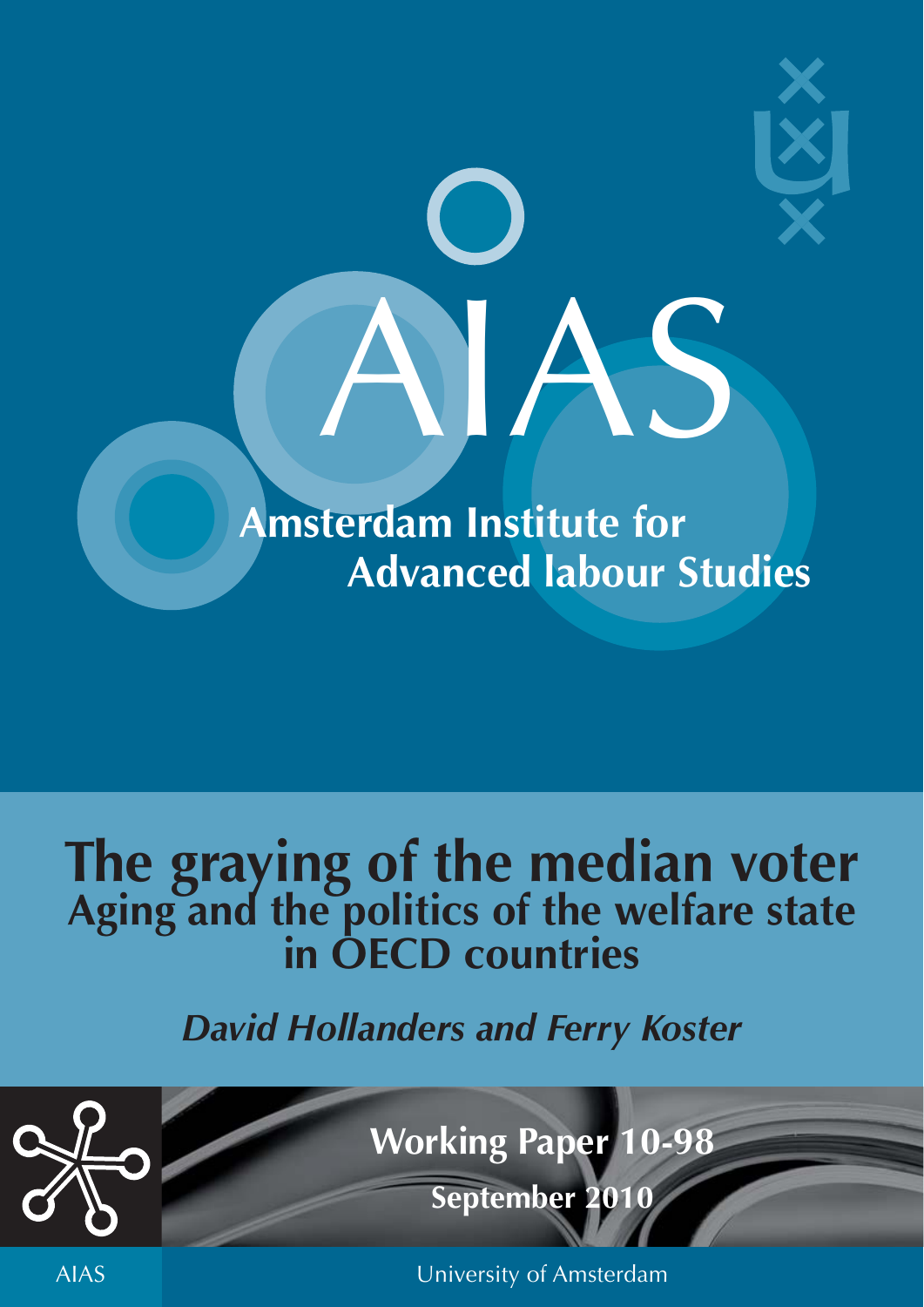# AIAS

**Amsterdam Institute for Advanced labour Studies**

# The graying of the median voter

## Aging and the politics of the welfare state in OECD countries

***David Hollanders and Ferry Koster***

**Working Paper 10-98**

**September 2010**

AIAS

University of Amsterdam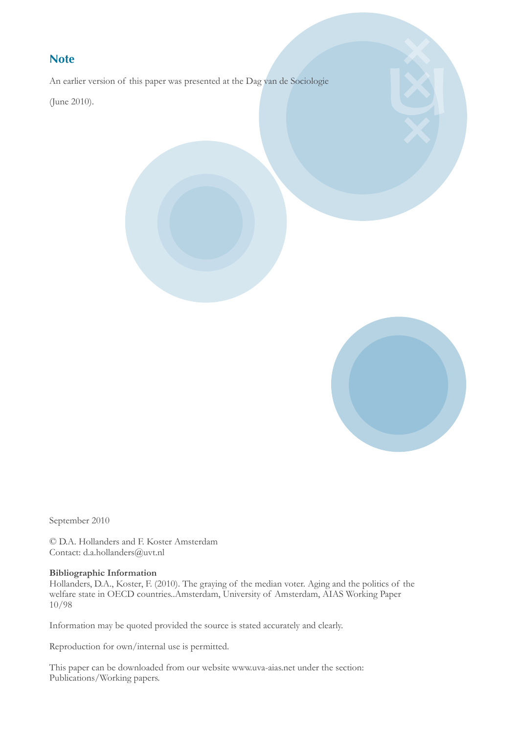## Note

An earlier version of this paper was presented at the Dag van de Sociologie

(June 2010).

September 2010

© D.A. Hollanders and F. Koster Amsterdam
Contact: d.a.hollanders@uvt.nl

**Bibliographic Information**
Hollanders, D.A., Koster, F. (2010). The graying of the median voter. Aging and the politics of the welfare state in OECD countries..Amsterdam, University of Amsterdam, AIAS Working Paper 10/98

Information may be quoted provided the source is stated accurately and clearly.

Reproduction for own/internal use is permitted.

This paper can be downloaded from our website www.uva-aias.net under the section: Publications/Working papers.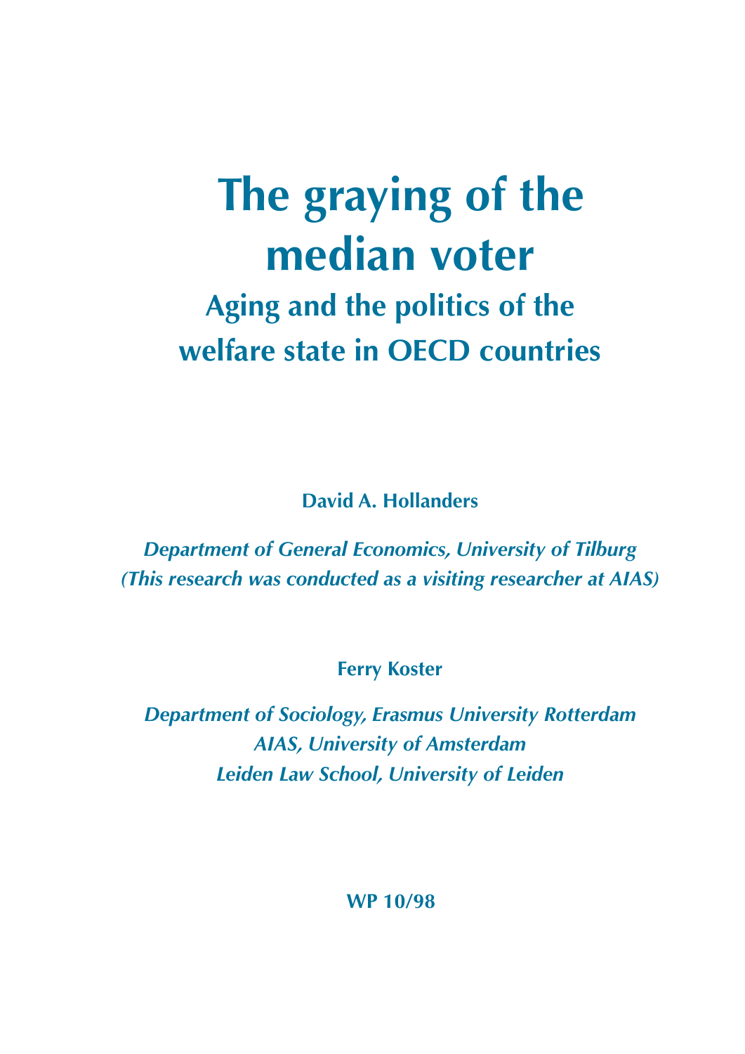# The graying of the median voter

## Aging and the politics of the welfare state in OECD countries

**David A. Hollanders**

*Department of General Economics, University of Tilburg*
*(This research was conducted as a visiting researcher at AIAS)*

**Ferry Koster**

*Department of Sociology, Erasmus University Rotterdam*
*AIAS, University of Amsterdam*
*Leiden Law School, University of Leiden*

**WP 10/98**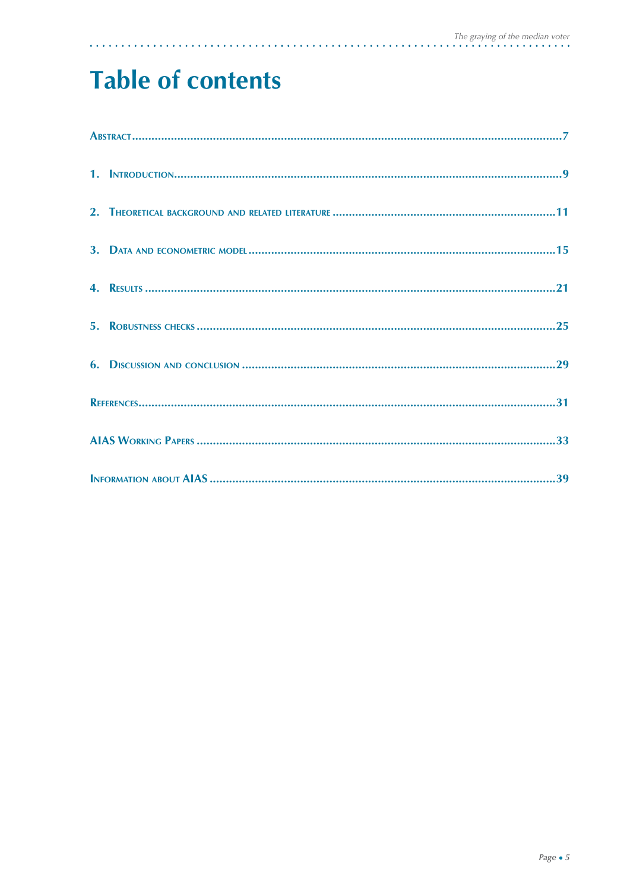# Table of contents

Abstract....................................................................................................................................7

1. Introduction........................................................................................................................9

2. Theoretical background and related literature .....................................................................11

3. Data and econometric model ...............................................................................................15

4. Results ................................................................................................................................21

5. Robustness checks ..............................................................................................................25

6. Discussion and conclusion ..................................................................................................29

References.................................................................................................................................31

AIAS Working Papers ...............................................................................................................33

Information about AIAS ...........................................................................................................39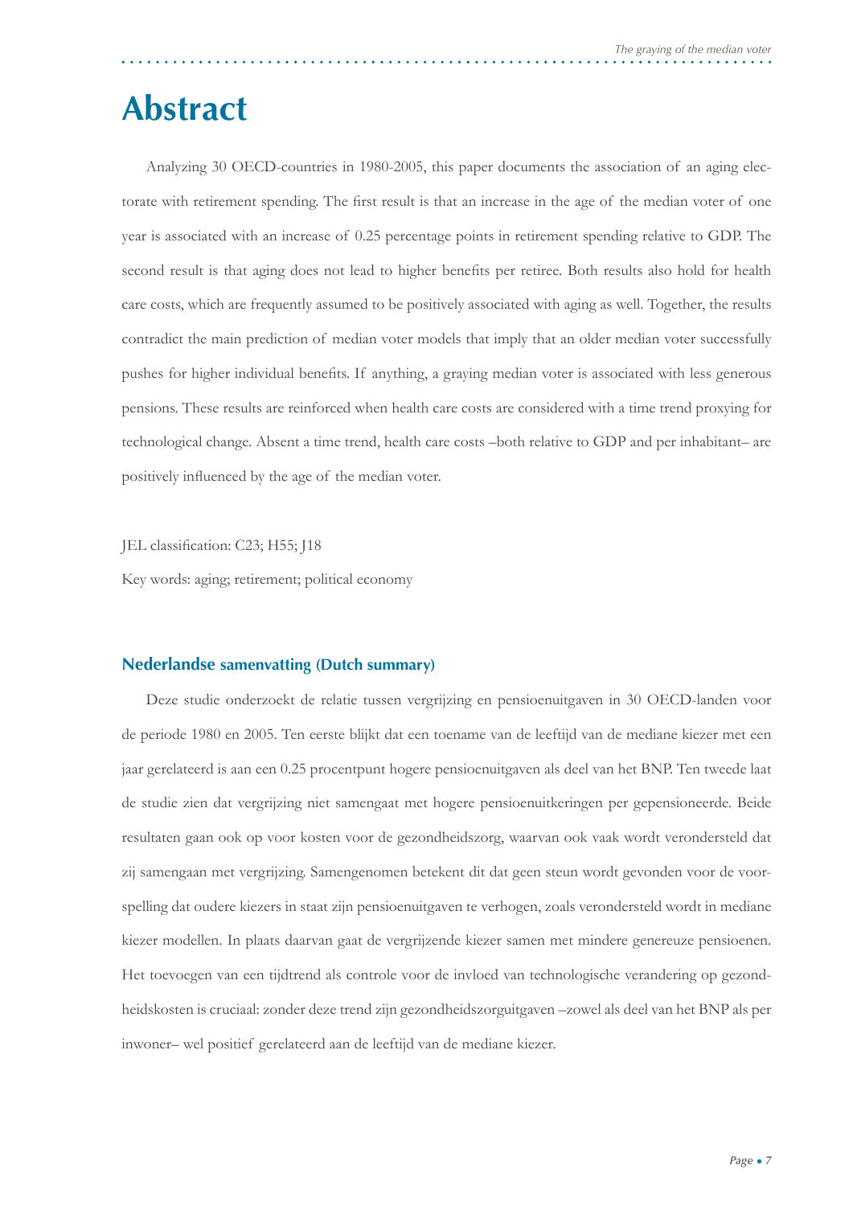# Abstract

Analyzing 30 OECD-countries in 1980-2005, this paper documents the association of an aging electorate with retirement spending. The first result is that an increase in the age of the median voter of one year is associated with an increase of 0.25 percentage points in retirement spending relative to GDP. The second result is that aging does not lead to higher benefits per retiree. Both results also hold for health care costs, which are frequently assumed to be positively associated with aging as well. Together, the results contradict the main prediction of median voter models that imply that an older median voter successfully pushes for higher individual benefits. If anything, a graying median voter is associated with less generous pensions. These results are reinforced when health care costs are considered with a time trend proxying for technological change. Absent a time trend, health care costs –both relative to GDP and per inhabitant– are positively influenced by the age of the median voter.

JEL classification: C23; H55; J18

Key words: aging; retirement; political economy

### Nederlandse samenvatting (Dutch summary)

Deze studie onderzoekt de relatie tussen vergrijzing en pensioenuitgaven in 30 OECD-landen voor de periode 1980 en 2005. Ten eerste blijkt dat een toename van de leeftijd van de mediane kiezer met een jaar gerelateerd is aan een 0.25 procentpunt hogere pensioenuitgaven als deel van het BNP. Ten tweede laat de studie zien dat vergrijzing niet samengaat met hogere pensioenuitkeringen per gepensioneerde. Beide resultaten gaan ook op voor kosten voor de gezondheidszorg, waarvan ook vaak wordt verondersteld dat zij samengaan met vergrijzing. Samengenomen betekent dit dat geen steun wordt gevonden voor de voorspelling dat oudere kiezers in staat zijn pensioenuitgaven te verhogen, zoals verondersteld wordt in mediane kiezer modellen. In plaats daarvan gaat de vergrijzende kiezer samen met mindere genereuze pensioenen. Het toevoegen van een tijdtrend als controle voor de invloed van technologische verandering op gezondheidskosten is cruciaal: zonder deze trend zijn gezondheidszorguitgaven –zowel als deel van het BNP als per inwoner– wel positief gerelateerd aan de leeftijd van de mediane kiezer.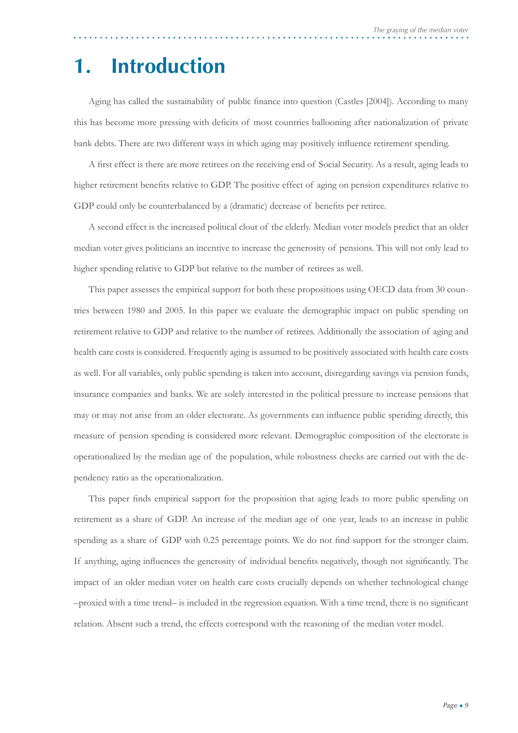# 1. Introduction

Aging has called the sustainability of public finance into question (Castles [2004]). According to many this has become more pressing with deficits of most countries ballooning after nationalization of private bank debts. There are two different ways in which aging may positively influence retirement spending.

A first effect is there are more retirees on the receiving end of Social Security. As a result, aging leads to higher retirement benefits relative to GDP. The positive effect of aging on pension expenditures relative to GDP could only be counterbalanced by a (dramatic) decrease of benefits per retiree.

A second effect is the increased political clout of the elderly. Median voter models predict that an older median voter gives politicians an incentive to increase the generosity of pensions. This will not only lead to higher spending relative to GDP but relative to the number of retirees as well.

This paper assesses the empirical support for both these propositions using OECD data from 30 countries between 1980 and 2005. In this paper we evaluate the demographic impact on public spending on retirement relative to GDP and relative to the number of retirees. Additionally the association of aging and health care costs is considered. Frequently aging is assumed to be positively associated with health care costs as well. For all variables, only public spending is taken into account, disregarding savings via pension funds, insurance companies and banks. We are solely interested in the political pressure to increase pensions that may or may not arise from an older electorate. As governments can influence public spending directly, this measure of pension spending is considered more relevant. Demographic composition of the electorate is operationalized by the median age of the population, while robustness checks are carried out with the dependency ratio as the operationalization.

This paper finds empirical support for the proposition that aging leads to more public spending on retirement as a share of GDP. An increase of the median age of one year, leads to an increase in public spending as a share of GDP with 0.25 percentage points. We do not find support for the stronger claim. If anything, aging influences the generosity of individual benefits negatively, though not significantly. The impact of an older median voter on health care costs crucially depends on whether technological change –proxied with a time trend– is included in the regression equation. With a time trend, there is no significant relation. Absent such a trend, the effects correspond with the reasoning of the median voter model.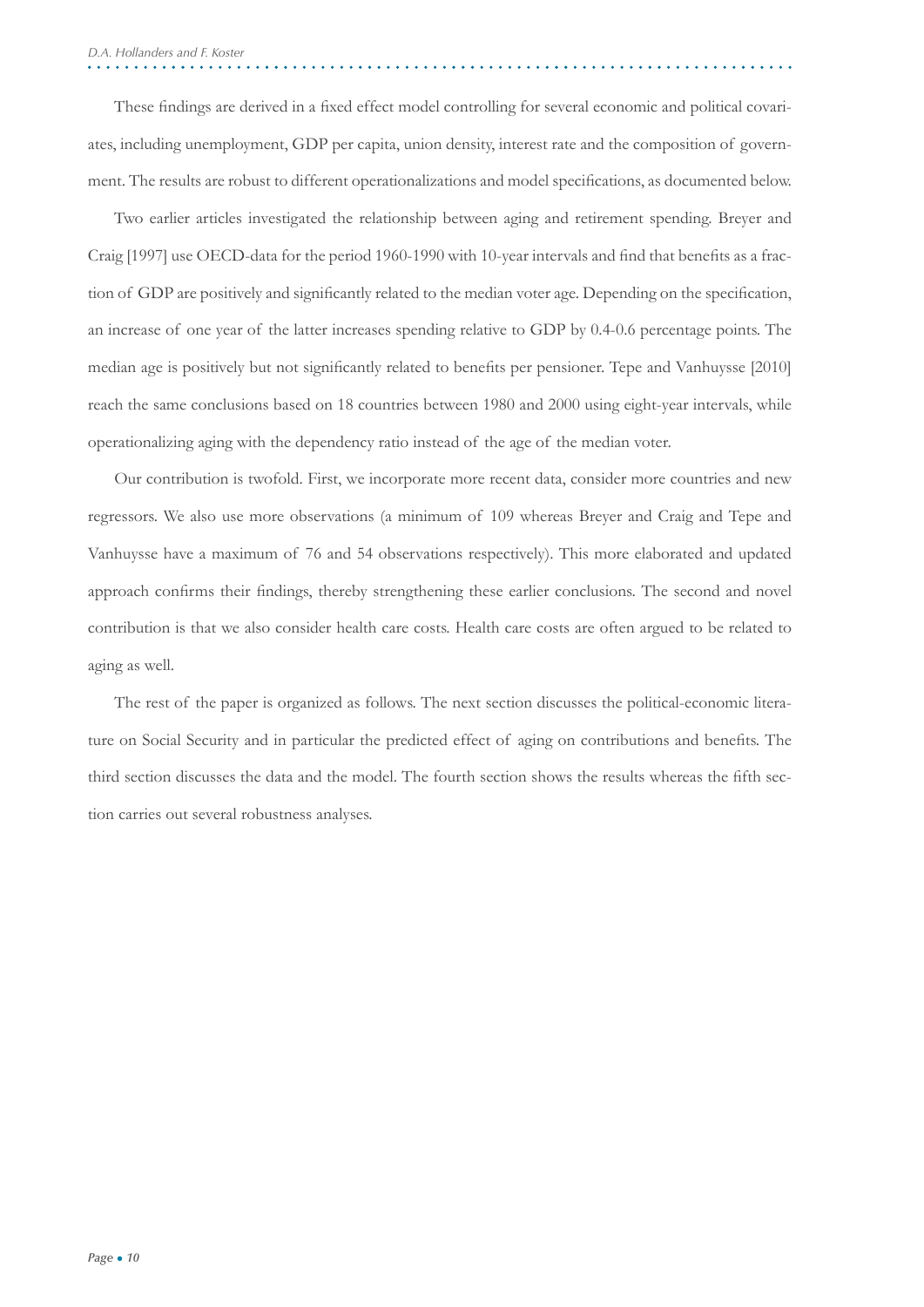These findings are derived in a fixed effect model controlling for several economic and political covariates, including unemployment, GDP per capita, union density, interest rate and the composition of government. The results are robust to different operationalizations and model specifications, as documented below.

Two earlier articles investigated the relationship between aging and retirement spending. Breyer and Craig [1997] use OECD-data for the period 1960-1990 with 10-year intervals and find that benefits as a fraction of GDP are positively and significantly related to the median voter age. Depending on the specification, an increase of one year of the latter increases spending relative to GDP by 0.4-0.6 percentage points. The median age is positively but not significantly related to benefits per pensioner. Tepe and Vanhuysse [2010] reach the same conclusions based on 18 countries between 1980 and 2000 using eight-year intervals, while operationalizing aging with the dependency ratio instead of the age of the median voter.

Our contribution is twofold. First, we incorporate more recent data, consider more countries and new regressors. We also use more observations (a minimum of 109 whereas Breyer and Craig and Tepe and Vanhuysse have a maximum of 76 and 54 observations respectively). This more elaborated and updated approach confirms their findings, thereby strengthening these earlier conclusions. The second and novel contribution is that we also consider health care costs. Health care costs are often argued to be related to aging as well.

The rest of the paper is organized as follows. The next section discusses the political-economic literature on Social Security and in particular the predicted effect of aging on contributions and benefits. The third section discusses the data and the model. The fourth section shows the results whereas the fifth section carries out several robustness analyses.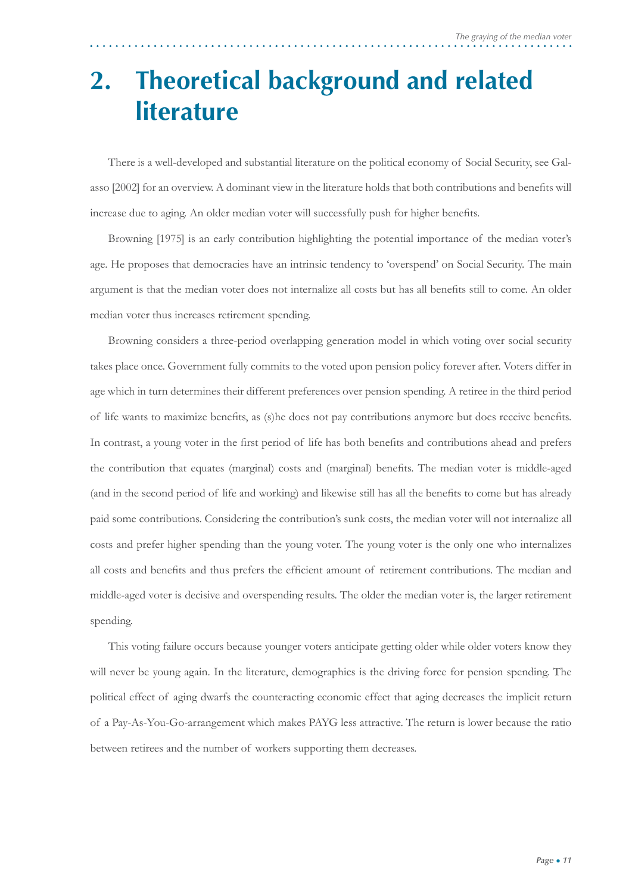# 2. Theoretical background and related literature

There is a well-developed and substantial literature on the political economy of Social Security, see Galasso [2002] for an overview. A dominant view in the literature holds that both contributions and benefits will increase due to aging. An older median voter will successfully push for higher benefits.

Browning [1975] is an early contribution highlighting the potential importance of the median voter's age. He proposes that democracies have an intrinsic tendency to 'overspend' on Social Security. The main argument is that the median voter does not internalize all costs but has all benefits still to come. An older median voter thus increases retirement spending.

Browning considers a three-period overlapping generation model in which voting over social security takes place once. Government fully commits to the voted upon pension policy forever after. Voters differ in age which in turn determines their different preferences over pension spending. A retiree in the third period of life wants to maximize benefits, as (s)he does not pay contributions anymore but does receive benefits. In contrast, a young voter in the first period of life has both benefits and contributions ahead and prefers the contribution that equates (marginal) costs and (marginal) benefits. The median voter is middle-aged (and in the second period of life and working) and likewise still has all the benefits to come but has already paid some contributions. Considering the contribution's sunk costs, the median voter will not internalize all costs and prefer higher spending than the young voter. The young voter is the only one who internalizes all costs and benefits and thus prefers the efficient amount of retirement contributions. The median and middle-aged voter is decisive and overspending results. The older the median voter is, the larger retirement spending.

This voting failure occurs because younger voters anticipate getting older while older voters know they will never be young again. In the literature, demographics is the driving force for pension spending. The political effect of aging dwarfs the counteracting economic effect that aging decreases the implicit return of a Pay-As-You-Go-arrangement which makes PAYG less attractive. The return is lower because the ratio between retirees and the number of workers supporting them decreases.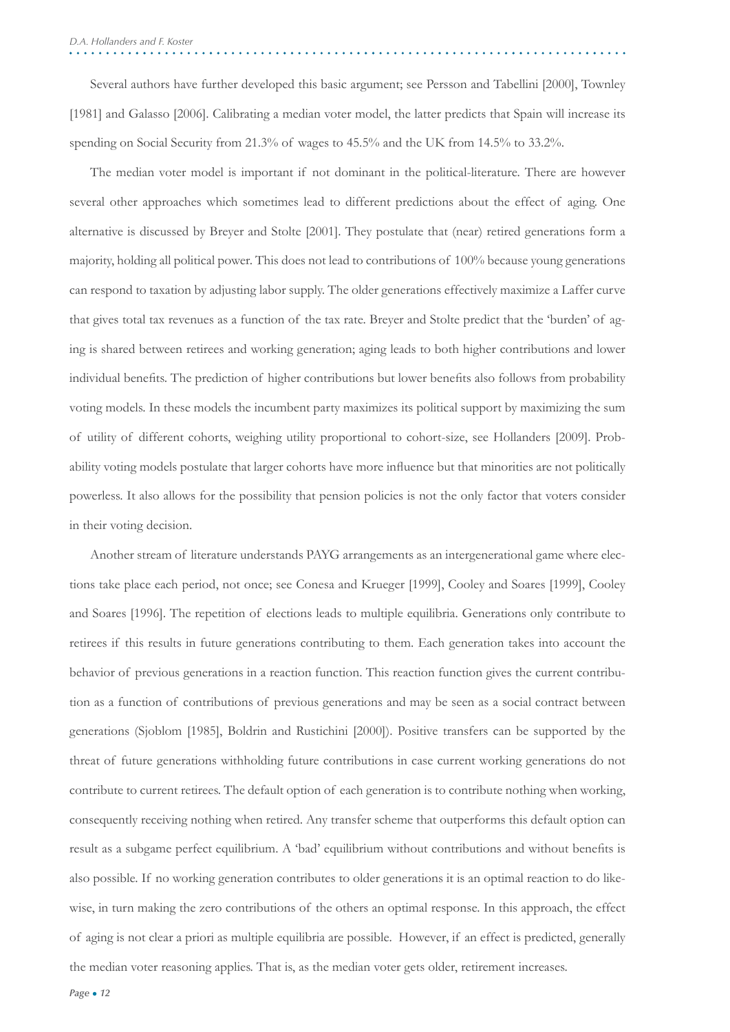Several authors have further developed this basic argument; see Persson and Tabellini [2000], Townley [1981] and Galasso [2006]. Calibrating a median voter model, the latter predicts that Spain will increase its spending on Social Security from 21.3% of wages to 45.5% and the UK from 14.5% to 33.2%.

The median voter model is important if not dominant in the political-literature. There are however several other approaches which sometimes lead to different predictions about the effect of aging. One alternative is discussed by Breyer and Stolte [2001]. They postulate that (near) retired generations form a majority, holding all political power. This does not lead to contributions of 100% because young generations can respond to taxation by adjusting labor supply. The older generations effectively maximize a Laffer curve that gives total tax revenues as a function of the tax rate. Breyer and Stolte predict that the 'burden' of aging is shared between retirees and working generation; aging leads to both higher contributions and lower individual benefits. The prediction of higher contributions but lower benefits also follows from probability voting models. In these models the incumbent party maximizes its political support by maximizing the sum of utility of different cohorts, weighing utility proportional to cohort-size, see Hollanders [2009]. Probability voting models postulate that larger cohorts have more influence but that minorities are not politically powerless. It also allows for the possibility that pension policies is not the only factor that voters consider in their voting decision.

Another stream of literature understands PAYG arrangements as an intergenerational game where elections take place each period, not once; see Conesa and Krueger [1999], Cooley and Soares [1999], Cooley and Soares [1996]. The repetition of elections leads to multiple equilibria. Generations only contribute to retirees if this results in future generations contributing to them. Each generation takes into account the behavior of previous generations in a reaction function. This reaction function gives the current contribution as a function of contributions of previous generations and may be seen as a social contract between generations (Sjoblom [1985], Boldrin and Rustichini [2000]). Positive transfers can be supported by the threat of future generations withholding future contributions in case current working generations do not contribute to current retirees. The default option of each generation is to contribute nothing when working, consequently receiving nothing when retired. Any transfer scheme that outperforms this default option can result as a subgame perfect equilibrium. A 'bad' equilibrium without contributions and without benefits is also possible. If no working generation contributes to older generations it is an optimal reaction to do likewise, in turn making the zero contributions of the others an optimal response. In this approach, the effect of aging is not clear a priori as multiple equilibria are possible. However, if an effect is predicted, generally the median voter reasoning applies. That is, as the median voter gets older, retirement increases.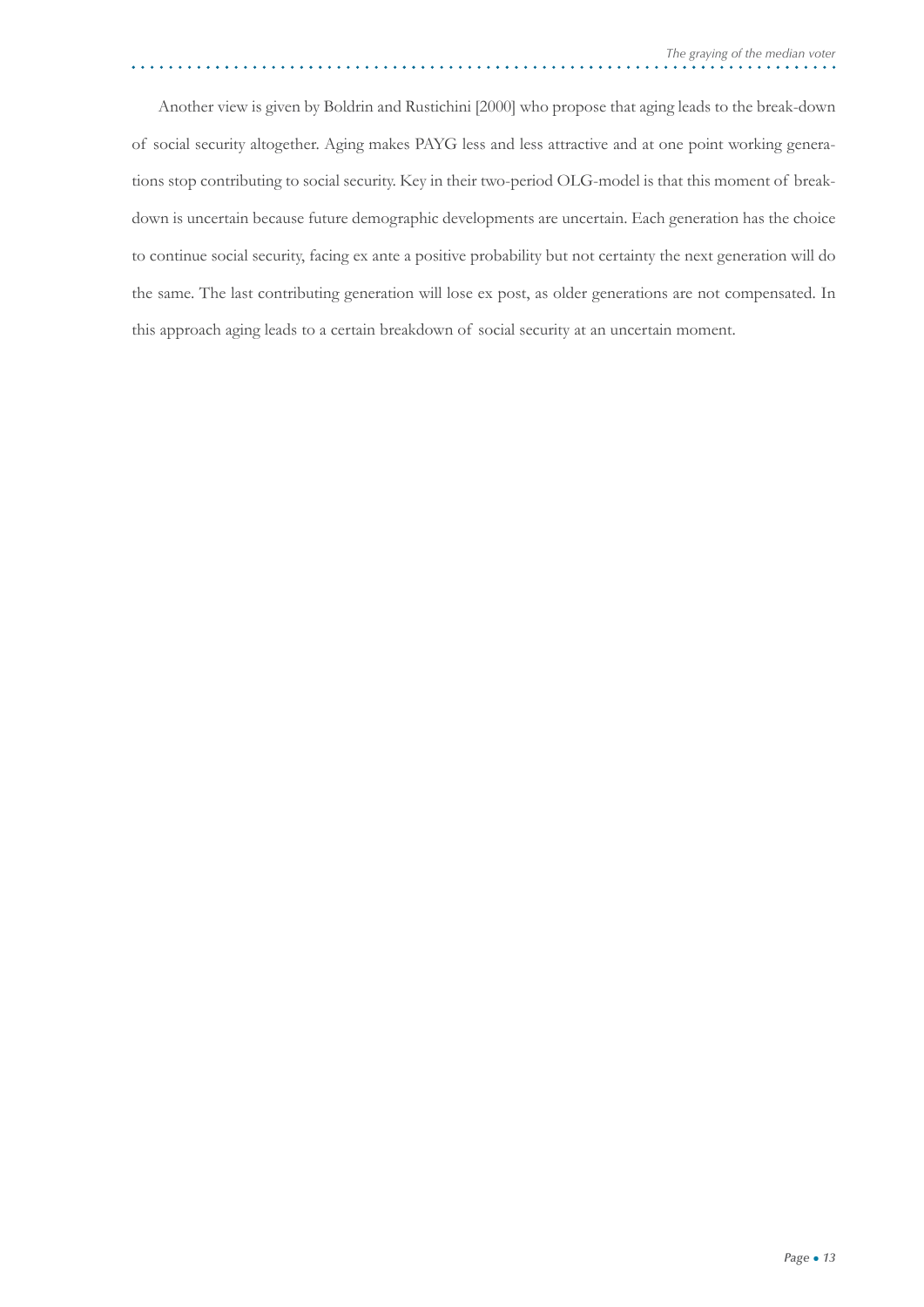Another view is given by Boldrin and Rustichini [2000] who propose that aging leads to the break-down of social security altogether. Aging makes PAYG less and less attractive and at one point working generations stop contributing to social security. Key in their two-period OLG-model is that this moment of breakdown is uncertain because future demographic developments are uncertain. Each generation has the choice to continue social security, facing ex ante a positive probability but not certainty the next generation will do the same. The last contributing generation will lose ex post, as older generations are not compensated. In this approach aging leads to a certain breakdown of social security at an uncertain moment.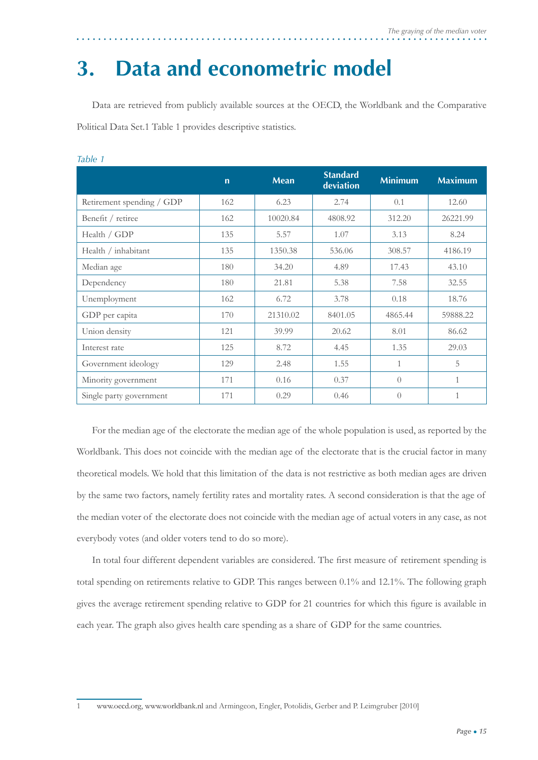# 3. Data and econometric model

Data are retrieved from publicly available sources at the OECD, the Worldbank and the Comparative Political Data Set.1 Table 1 provides descriptive statistics.

*Table 1*

| | n | Mean | Standard deviation | Minimum | Maximum |
|---|---|---|---|---|---|
| Retirement spending / GDP | 162 | 6.23 | 2.74 | 0.1 | 12.60 |
| Benefit / retiree | 162 | 10020.84 | 4808.92 | 312.20 | 26221.99 |
| Health / GDP | 135 | 5.57 | 1.07 | 3.13 | 8.24 |
| Health / inhabitant | 135 | 1350.38 | 536.06 | 308.57 | 4186.19 |
| Median age | 180 | 34.20 | 4.89 | 17.43 | 43.10 |
| Dependency | 180 | 21.81 | 5.38 | 7.58 | 32.55 |
| Unemployment | 162 | 6.72 | 3.78 | 0.18 | 18.76 |
| GDP per capita | 170 | 21310.02 | 8401.05 | 4865.44 | 59888.22 |
| Union density | 121 | 39.99 | 20.62 | 8.01 | 86.62 |
| Interest rate | 125 | 8.72 | 4.45 | 1.35 | 29.03 |
| Government ideology | 129 | 2.48 | 1.55 | 1 | 5 |
| Minority government | 171 | 0.16 | 0.37 | 0 | 1 |
| Single party government | 171 | 0.29 | 0.46 | 0 | 1 |

For the median age of the electorate the median age of the whole population is used, as reported by the Worldbank. This does not coincide with the median age of the electorate that is the crucial factor in many theoretical models. We hold that this limitation of the data is not restrictive as both median ages are driven by the same two factors, namely fertility rates and mortality rates. A second consideration is that the age of the median voter of the electorate does not coincide with the median age of actual voters in any case, as not everybody votes (and older voters tend to do so more).

In total four different dependent variables are considered. The first measure of retirement spending is total spending on retirements relative to GDP. This ranges between 0.1% and 12.1%. The following graph gives the average retirement spending relative to GDP for 21 countries for which this figure is available in each year. The graph also gives health care spending as a share of GDP for the same countries.

1 www.oecd.org, www.worldbank.nl and Armingeon, Engler, Potolidis, Gerber and P. Leimgruber [2010]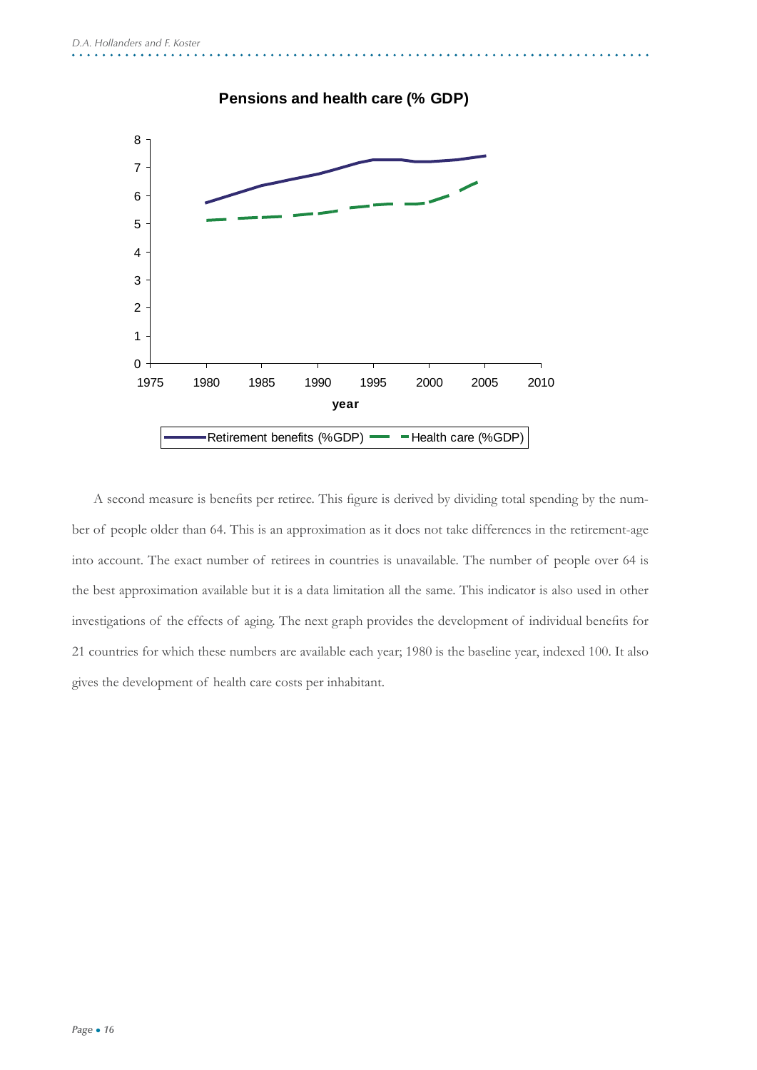**Pensions and health care (% GDP)**

A second measure is benefits per retiree. This figure is derived by dividing total spending by the number of people older than 64. This is an approximation as it does not take differences in the retirement-age into account. The exact number of retirees in countries is unavailable. The number of people over 64 is the best approximation available but it is a data limitation all the same. This indicator is also used in other investigations of the effects of aging. The next graph provides the development of individual benefits for 21 countries for which these numbers are available each year; 1980 is the baseline year, indexed 100. It also gives the development of health care costs per inhabitant.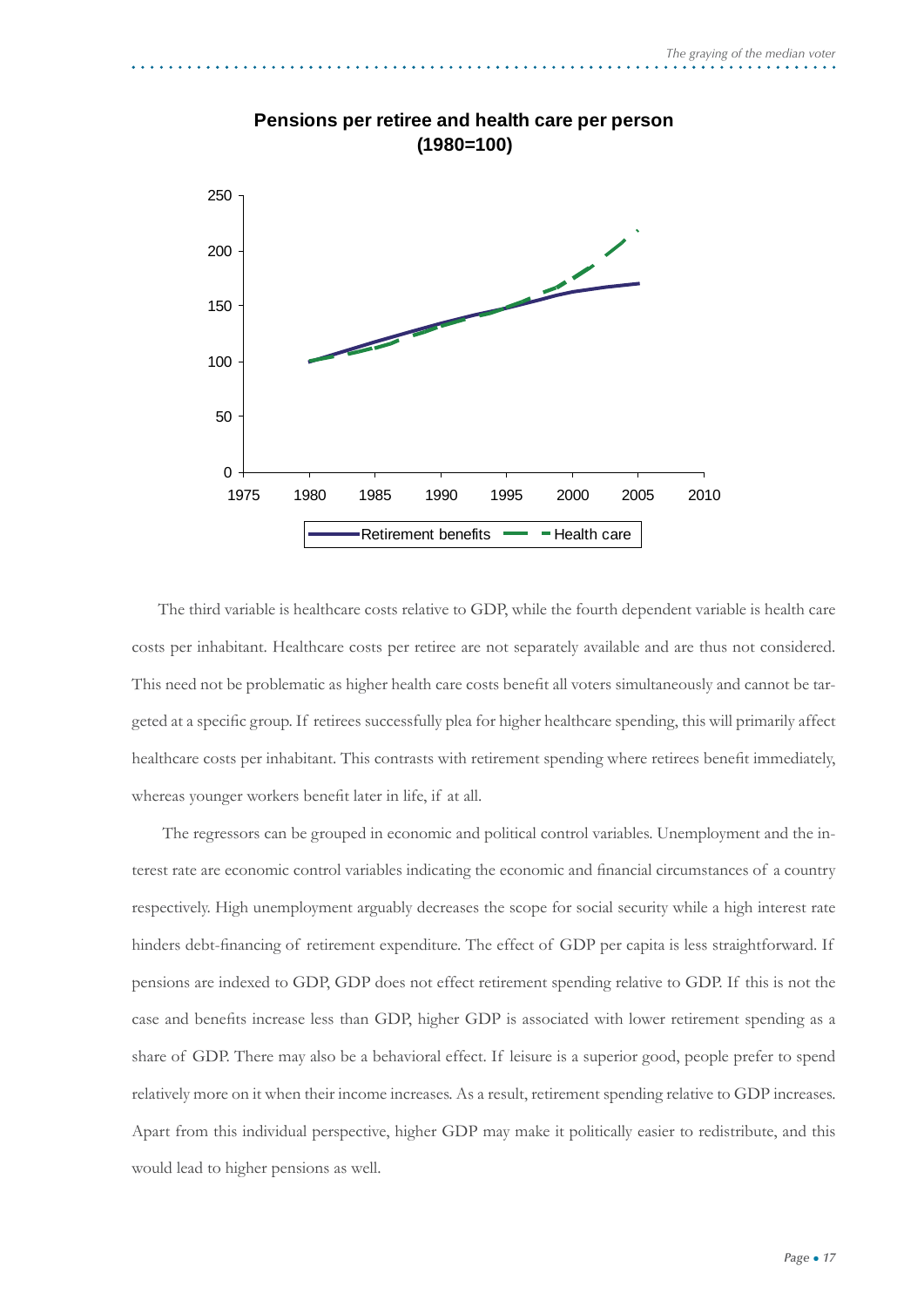**Pensions per retiree and health care per person (1980=100)**

The third variable is healthcare costs relative to GDP, while the fourth dependent variable is health care costs per inhabitant. Healthcare costs per retiree are not separately available and are thus not considered. This need not be problematic as higher health care costs benefit all voters simultaneously and cannot be targeted at a specific group. If retirees successfully plea for higher healthcare spending, this will primarily affect healthcare costs per inhabitant. This contrasts with retirement spending where retirees benefit immediately, whereas younger workers benefit later in life, if at all.

The regressors can be grouped in economic and political control variables. Unemployment and the interest rate are economic control variables indicating the economic and financial circumstances of a country respectively. High unemployment arguably decreases the scope for social security while a high interest rate hinders debt-financing of retirement expenditure. The effect of GDP per capita is less straightforward. If pensions are indexed to GDP, GDP does not effect retirement spending relative to GDP. If this is not the case and benefits increase less than GDP, higher GDP is associated with lower retirement spending as a share of GDP. There may also be a behavioral effect. If leisure is a superior good, people prefer to spend relatively more on it when their income increases. As a result, retirement spending relative to GDP increases. Apart from this individual perspective, higher GDP may make it politically easier to redistribute, and this would lead to higher pensions as well.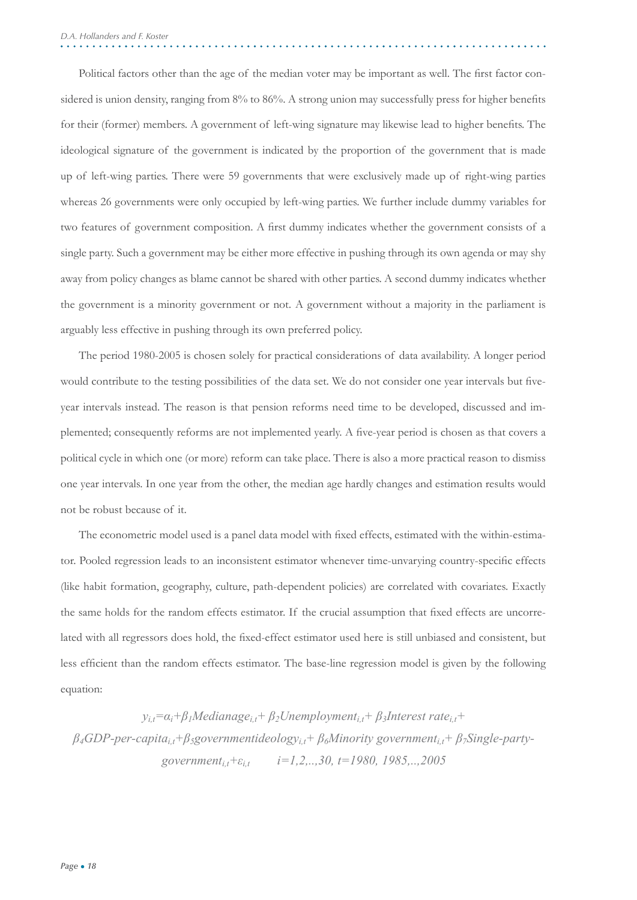Political factors other than the age of the median voter may be important as well. The first factor considered is union density, ranging from 8% to 86%. A strong union may successfully press for higher benefits for their (former) members. A government of left-wing signature may likewise lead to higher benefits. The ideological signature of the government is indicated by the proportion of the government that is made up of left-wing parties. There were 59 governments that were exclusively made up of right-wing parties whereas 26 governments were only occupied by left-wing parties. We further include dummy variables for two features of government composition. A first dummy indicates whether the government consists of a single party. Such a government may be either more effective in pushing through its own agenda or may shy away from policy changes as blame cannot be shared with other parties. A second dummy indicates whether the government is a minority government or not. A government without a majority in the parliament is arguably less effective in pushing through its own preferred policy.

The period 1980-2005 is chosen solely for practical considerations of data availability. A longer period would contribute to the testing possibilities of the data set. We do not consider one year intervals but five-year intervals instead. The reason is that pension reforms need time to be developed, discussed and implemented; consequently reforms are not implemented yearly. A five-year period is chosen as that covers a political cycle in which one (or more) reform can take place. There is also a more practical reason to dismiss one year intervals. In one year from the other, the median age hardly changes and estimation results would not be robust because of it.

The econometric model used is a panel data model with fixed effects, estimated with the within-estimator. Pooled regression leads to an inconsistent estimator whenever time-unvarying country-specific effects (like habit formation, geography, culture, path-dependent policies) are correlated with covariates. Exactly the same holds for the random effects estimator. If the crucial assumption that fixed effects are uncorrelated with all regressors does hold, the fixed-effect estimator used here is still unbiased and consistent, but less efficient than the random effects estimator. The base-line regression model is given by the following equation:

$$y_{i,t}=\alpha_i+\beta_1 Medianage_{i,t}+\beta_2 Unemployment_{i,t}+\beta_3 Interest\ rate_{i,t}+\beta_4 GDP\text{-}per\text{-}capita_{i,t}+\beta_5 governmentideology_{i,t}+\beta_6 Minority\ government_{i,t}+\beta_7 Single\text{-}party\text{-}government_{i,t}+\varepsilon_{i,t} \qquad i=1,2,..,30,\ t=1980,1985,..,2005$$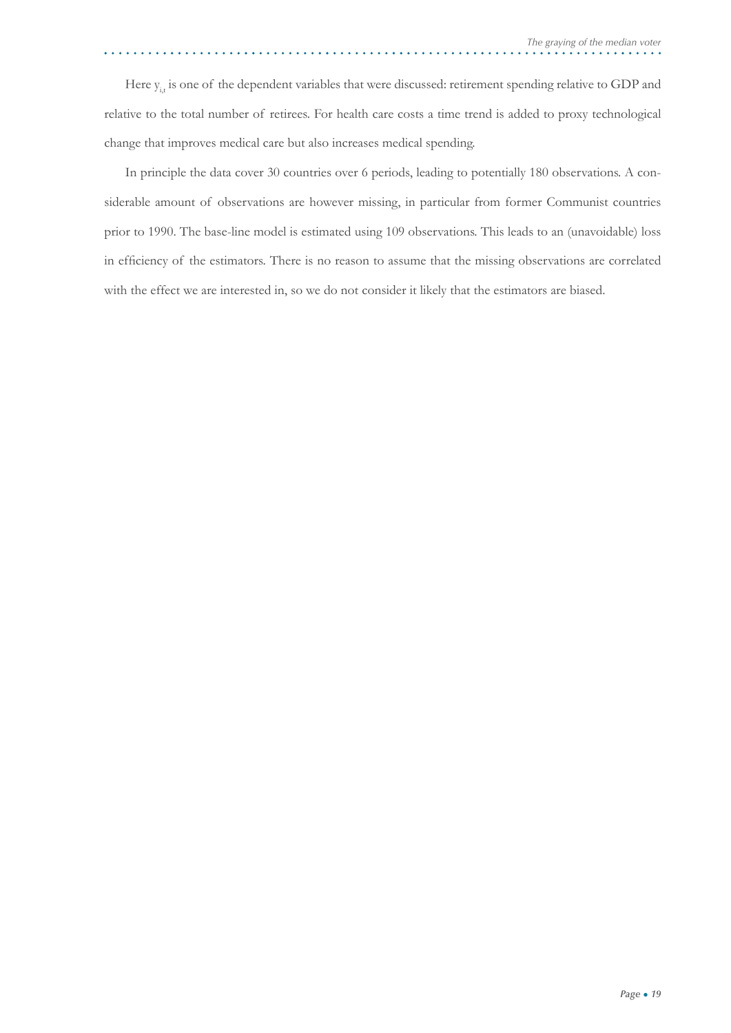Here $y_{i,t}$ is one of the dependent variables that were discussed: retirement spending relative to GDP and relative to the total number of retirees. For health care costs a time trend is added to proxy technological change that improves medical care but also increases medical spending.

In principle the data cover 30 countries over 6 periods, leading to potentially 180 observations. A considerable amount of observations are however missing, in particular from former Communist countries prior to 1990. The base-line model is estimated using 109 observations. This leads to an (unavoidable) loss in efficiency of the estimators. There is no reason to assume that the missing observations are correlated with the effect we are interested in, so we do not consider it likely that the estimators are biased.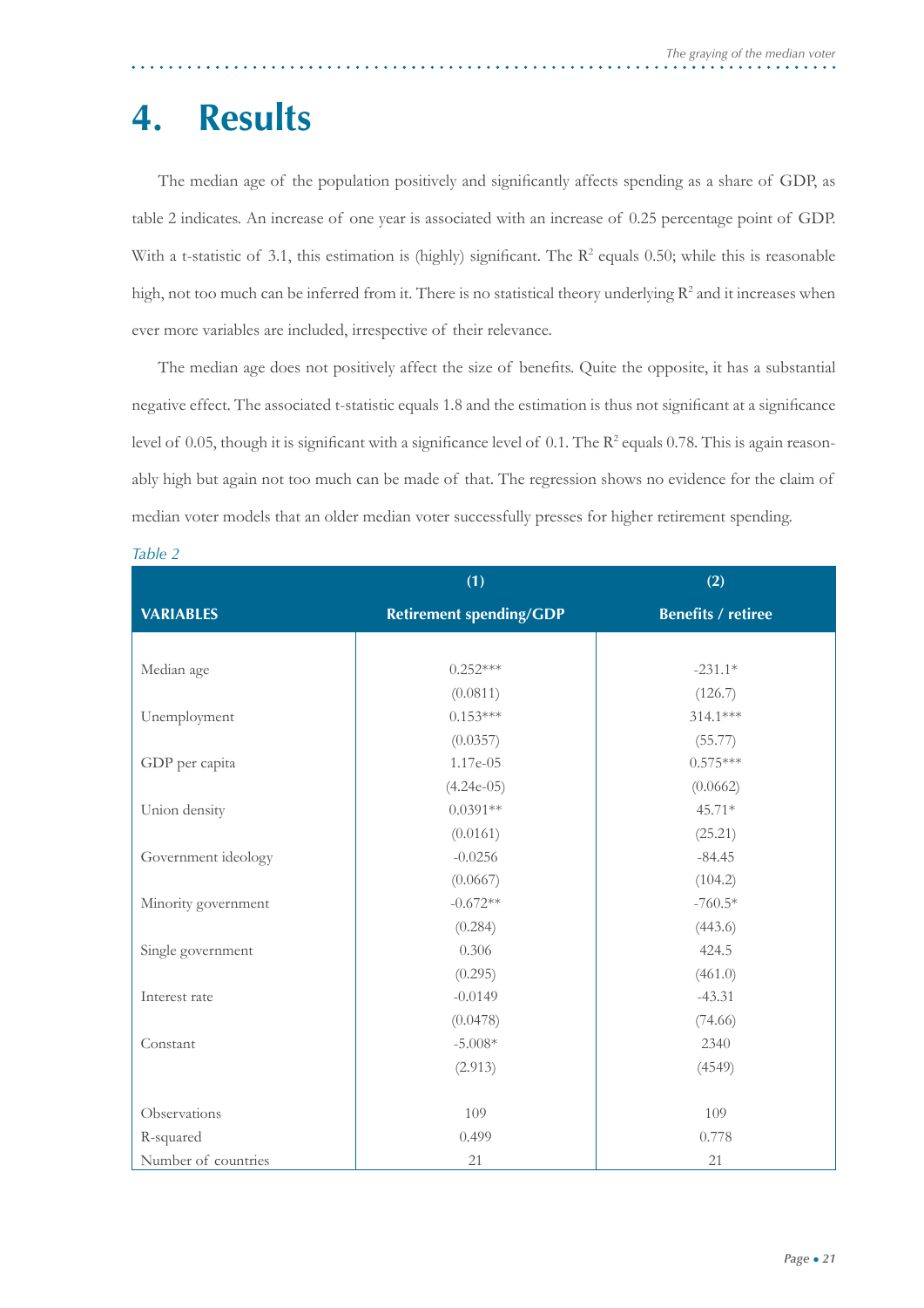# 4. Results

The median age of the population positively and significantly affects spending as a share of GDP, as table 2 indicates. An increase of one year is associated with an increase of 0.25 percentage point of GDP. With a t-statistic of 3.1, this estimation is (highly) significant. The $R^2$ equals 0.50; while this is reasonable high, not too much can be inferred from it. There is no statistical theory underlying $R^2$ and it increases when ever more variables are included, irrespective of their relevance.

The median age does not positively affect the size of benefits. Quite the opposite, it has a substantial negative effect. The associated t-statistic equals 1.8 and the estimation is thus not significant at a significance level of 0.05, though it is significant with a significance level of 0.1. The $R^2$ equals 0.78. This is again reasonably high but again not too much can be made of that. The regression shows no evidence for the claim of median voter models that an older median voter successfully presses for higher retirement spending.

*Table 2*

| VARIABLES | (1) Retirement spending/GDP | (2) Benefits / retiree |
|---|---|---|
| Median age | 0.252*** | -231.1* |
| | (0.0811) | (126.7) |
| Unemployment | 0.153*** | 314.1*** |
| | (0.0357) | (55.77) |
| GDP per capita | 1.17e-05 | 0.575*** |
| | (4.24e-05) | (0.0662) |
| Union density | 0.0391** | 45.71* |
| | (0.0161) | (25.21) |
| Government ideology | -0.0256 | -84.45 |
| | (0.0667) | (104.2) |
| Minority government | -0.672** | -760.5* |
| | (0.284) | (443.6) |
| Single government | 0.306 | 424.5 |
| | (0.295) | (461.0) |
| Interest rate | -0.0149 | -43.31 |
| | (0.0478) | (74.66) |
| Constant | -5.008* | 2340 |
| | (2.913) | (4549) |
| Observations | 109 | 109 |
| R-squared | 0.499 | 0.778 |
| Number of countries | 21 | 21 |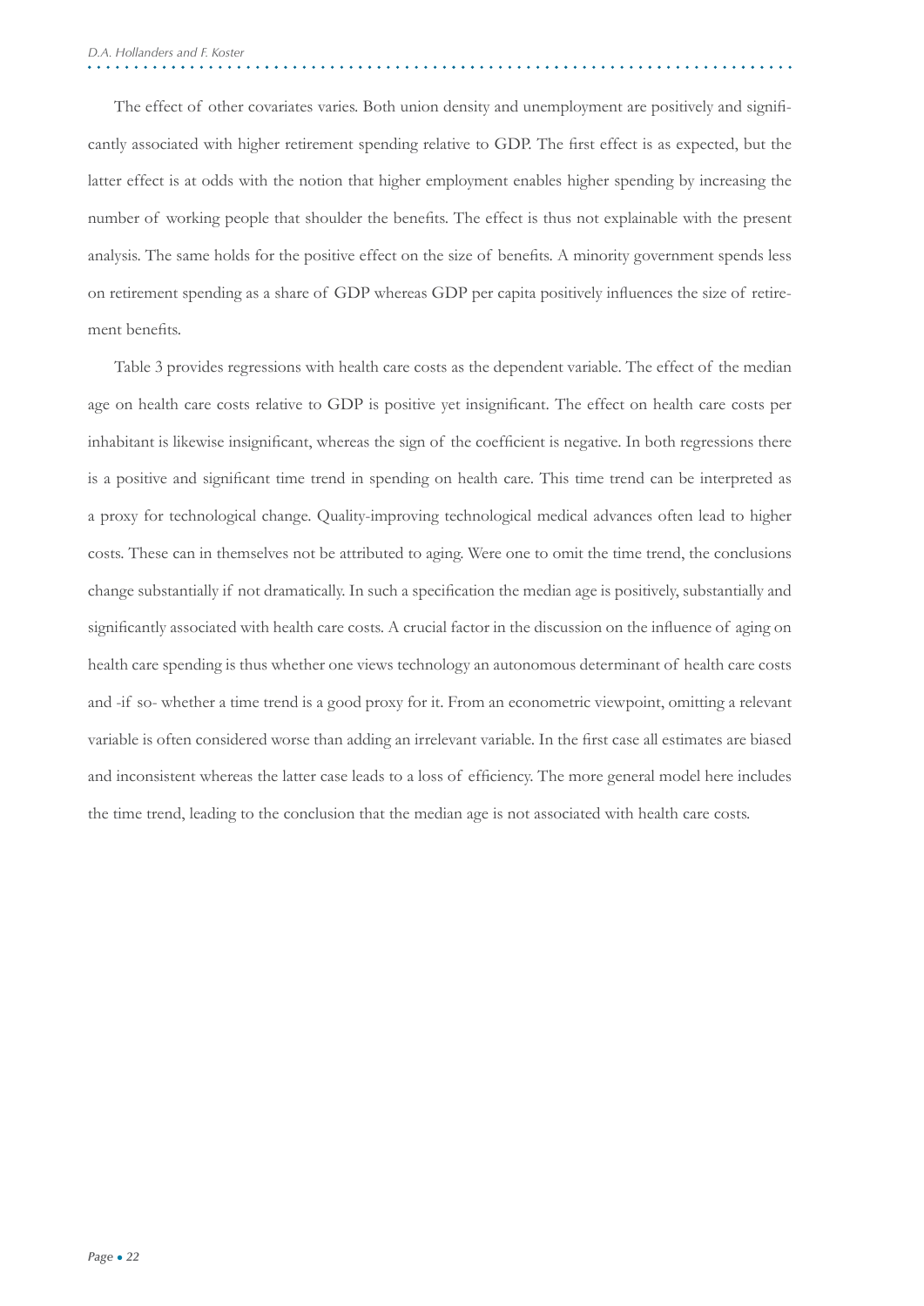The effect of other covariates varies. Both union density and unemployment are positively and significantly associated with higher retirement spending relative to GDP. The first effect is as expected, but the latter effect is at odds with the notion that higher employment enables higher spending by increasing the number of working people that shoulder the benefits. The effect is thus not explainable with the present analysis. The same holds for the positive effect on the size of benefits. A minority government spends less on retirement spending as a share of GDP whereas GDP per capita positively influences the size of retirement benefits.

Table 3 provides regressions with health care costs as the dependent variable. The effect of the median age on health care costs relative to GDP is positive yet insignificant. The effect on health care costs per inhabitant is likewise insignificant, whereas the sign of the coefficient is negative. In both regressions there is a positive and significant time trend in spending on health care. This time trend can be interpreted as a proxy for technological change. Quality-improving technological medical advances often lead to higher costs. These can in themselves not be attributed to aging. Were one to omit the time trend, the conclusions change substantially if not dramatically. In such a specification the median age is positively, substantially and significantly associated with health care costs. A crucial factor in the discussion on the influence of aging on health care spending is thus whether one views technology an autonomous determinant of health care costs and -if so- whether a time trend is a good proxy for it. From an econometric viewpoint, omitting a relevant variable is often considered worse than adding an irrelevant variable. In the first case all estimates are biased and inconsistent whereas the latter case leads to a loss of efficiency. The more general model here includes the time trend, leading to the conclusion that the median age is not associated with health care costs.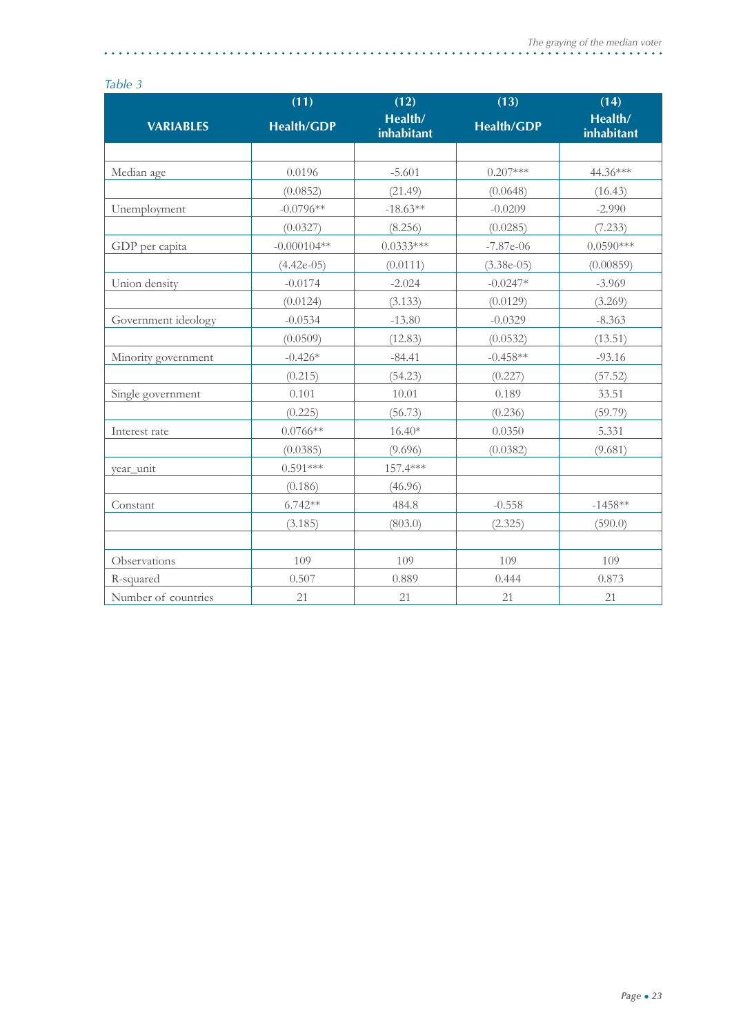*Table 3*

| VARIABLES | (11) Health/GDP | (12) Health/ inhabitant | (13) Health/GDP | (14) Health/ inhabitant |
|---|---|---|---|---|
| | | | | |
| Median age | 0.0196 | -5.601 | 0.207*** | 44.36*** |
| | (0.0852) | (21.49) | (0.0648) | (16.43) |
| Unemployment | -0.0796** | -18.63** | -0.0209 | -2.990 |
| | (0.0327) | (8.256) | (0.0285) | (7.233) |
| GDP per capita | -0.000104** | 0.0333*** | -7.87e-06 | 0.0590*** |
| | (4.42e-05) | (0.0111) | (3.38e-05) | (0.00859) |
| Union density | -0.0174 | -2.024 | -0.0247* | -3.969 |
| | (0.0124) | (3.133) | (0.0129) | (3.269) |
| Government ideology | -0.0534 | -13.80 | -0.0329 | -8.363 |
| | (0.0509) | (12.83) | (0.0532) | (13.51) |
| Minority government | -0.426* | -84.41 | -0.458** | -93.16 |
| | (0.215) | (54.23) | (0.227) | (57.52) |
| Single government | 0.101 | 10.01 | 0.189 | 33.51 |
| | (0.225) | (56.73) | (0.236) | (59.79) |
| Interest rate | 0.0766** | 16.40* | 0.0350 | 5.331 |
| | (0.0385) | (9.696) | (0.0382) | (9.681) |
| year_unit | 0.591*** | 157.4*** | | |
| | (0.186) | (46.96) | | |
| Constant | 6.742** | 484.8 | -0.558 | -1458** |
| | (3.185) | (803.0) | (2.325) | (590.0) |
| | | | | |
| Observations | 109 | 109 | 109 | 109 |
| R-squared | 0.507 | 0.889 | 0.444 | 0.873 |
| Number of countries | 21 | 21 | 21 | 21 |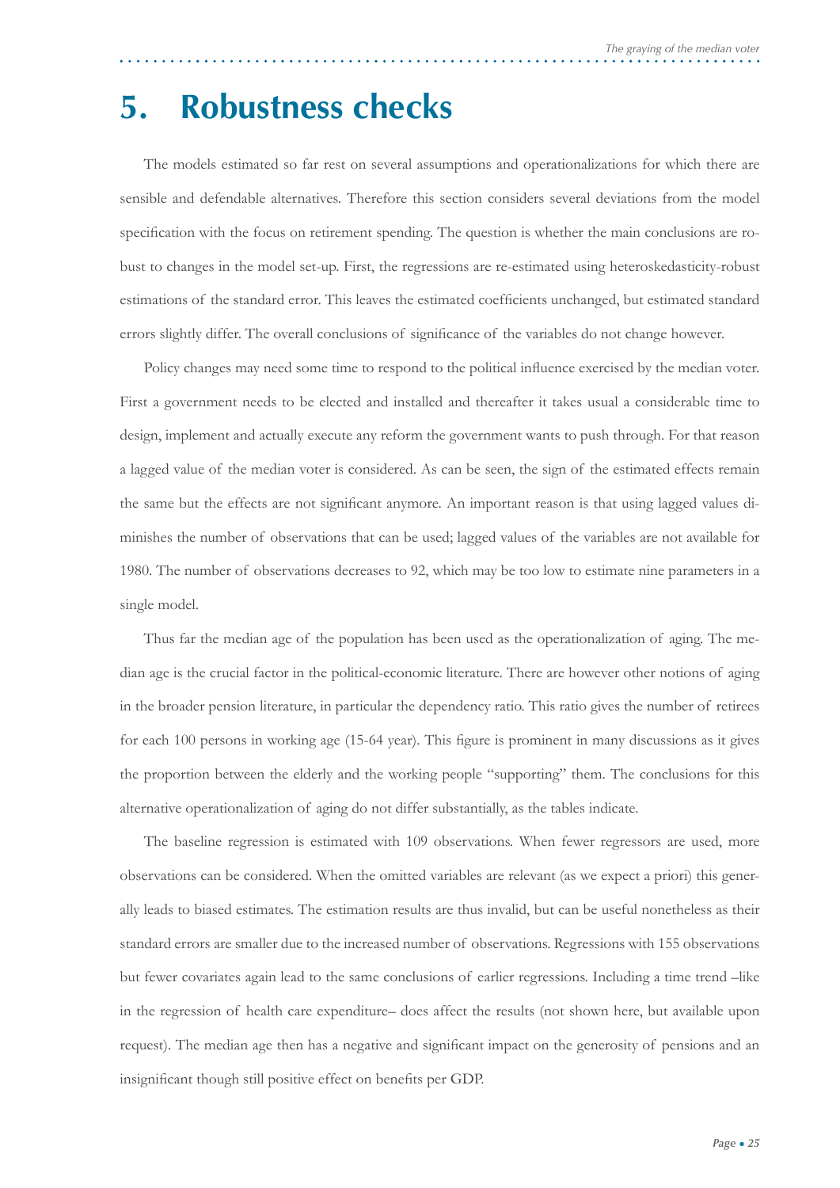# 5. Robustness checks

The models estimated so far rest on several assumptions and operationalizations for which there are sensible and defendable alternatives. Therefore this section considers several deviations from the model specification with the focus on retirement spending. The question is whether the main conclusions are robust to changes in the model set-up. First, the regressions are re-estimated using heteroskedasticity-robust estimations of the standard error. This leaves the estimated coefficients unchanged, but estimated standard errors slightly differ. The overall conclusions of significance of the variables do not change however.

Policy changes may need some time to respond to the political influence exercised by the median voter. First a government needs to be elected and installed and thereafter it takes usual a considerable time to design, implement and actually execute any reform the government wants to push through. For that reason a lagged value of the median voter is considered. As can be seen, the sign of the estimated effects remain the same but the effects are not significant anymore. An important reason is that using lagged values diminishes the number of observations that can be used; lagged values of the variables are not available for 1980. The number of observations decreases to 92, which may be too low to estimate nine parameters in a single model.

Thus far the median age of the population has been used as the operationalization of aging. The median age is the crucial factor in the political-economic literature. There are however other notions of aging in the broader pension literature, in particular the dependency ratio. This ratio gives the number of retirees for each 100 persons in working age (15-64 year). This figure is prominent in many discussions as it gives the proportion between the elderly and the working people "supporting" them. The conclusions for this alternative operationalization of aging do not differ substantially, as the tables indicate.

The baseline regression is estimated with 109 observations. When fewer regressors are used, more observations can be considered. When the omitted variables are relevant (as we expect a priori) this generally leads to biased estimates. The estimation results are thus invalid, but can be useful nonetheless as their standard errors are smaller due to the increased number of observations. Regressions with 155 observations but fewer covariates again lead to the same conclusions of earlier regressions. Including a time trend –like in the regression of health care expenditure– does affect the results (not shown here, but available upon request). The median age then has a negative and significant impact on the generosity of pensions and an insignificant though still positive effect on benefits per GDP.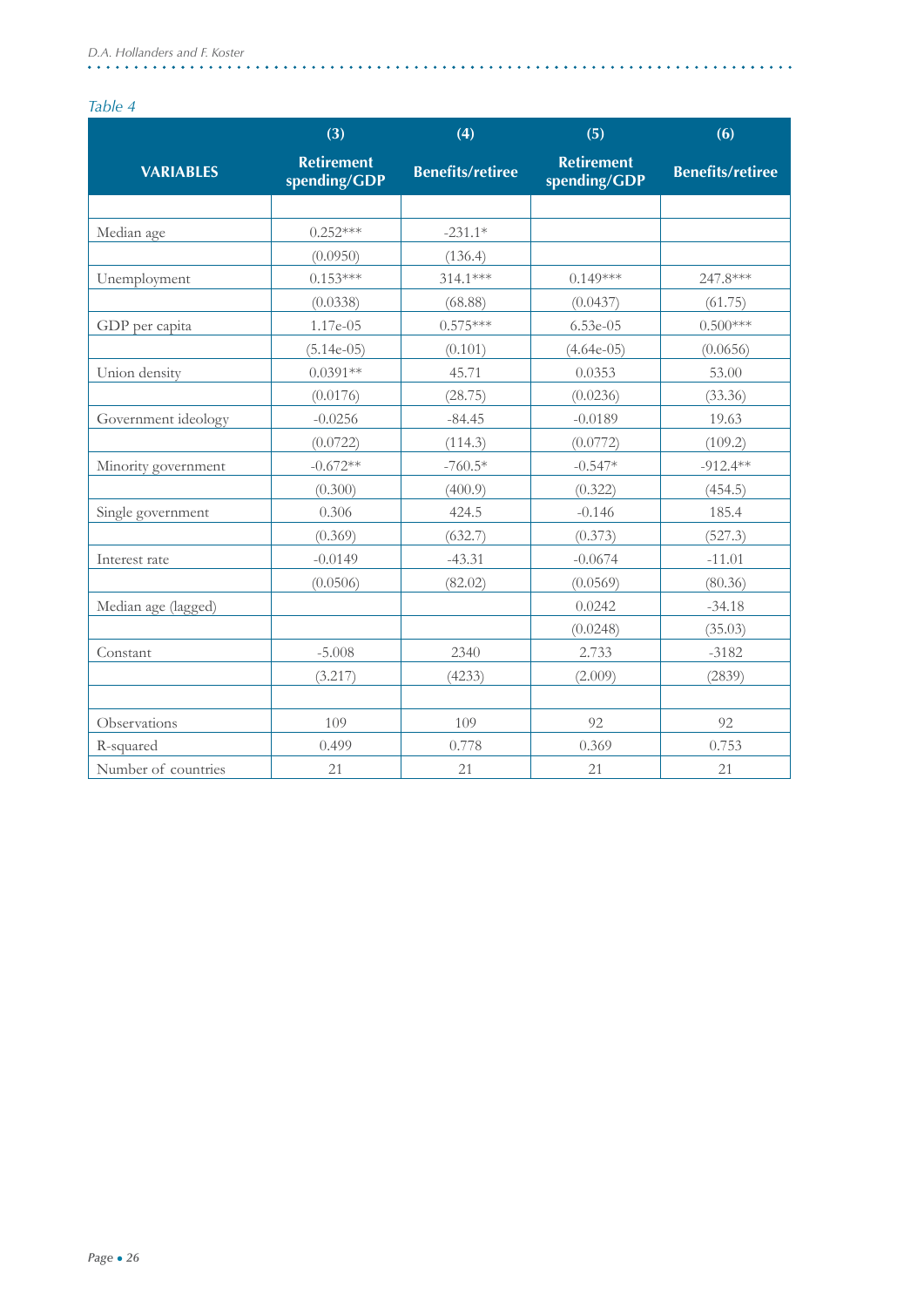*Table 4*

| VARIABLES | (3) Retirement spending/GDP | (4) Benefits/retiree | (5) Retirement spending/GDP | (6) Benefits/retiree |
|---|---|---|---|---|
| | | | | |
| Median age | 0.252*** | -231.1* | | |
| | (0.0950) | (136.4) | | |
| Unemployment | 0.153*** | 314.1*** | 0.149*** | 247.8*** |
| | (0.0338) | (68.88) | (0.0437) | (61.75) |
| GDP per capita | 1.17e-05 | 0.575*** | 6.53e-05 | 0.500*** |
| | (5.14e-05) | (0.101) | (4.64e-05) | (0.0656) |
| Union density | 0.0391** | 45.71 | 0.0353 | 53.00 |
| | (0.0176) | (28.75) | (0.0236) | (33.36) |
| Government ideology | -0.0256 | -84.45 | -0.0189 | 19.63 |
| | (0.0722) | (114.3) | (0.0772) | (109.2) |
| Minority government | -0.672** | -760.5* | -0.547* | -912.4** |
| | (0.300) | (400.9) | (0.322) | (454.5) |
| Single government | 0.306 | 424.5 | -0.146 | 185.4 |
| | (0.369) | (632.7) | (0.373) | (527.3) |
| Interest rate | -0.0149 | -43.31 | -0.0674 | -11.01 |
| | (0.0506) | (82.02) | (0.0569) | (80.36) |
| Median age (lagged) | | | 0.0242 | -34.18 |
| | | | (0.0248) | (35.03) |
| Constant | -5.008 | 2340 | 2.733 | -3182 |
| | (3.217) | (4233) | (2.009) | (2839) |
| | | | | |
| Observations | 109 | 109 | 92 | 92 |
| R-squared | 0.499 | 0.778 | 0.369 | 0.753 |
| Number of countries | 21 | 21 | 21 | 21 |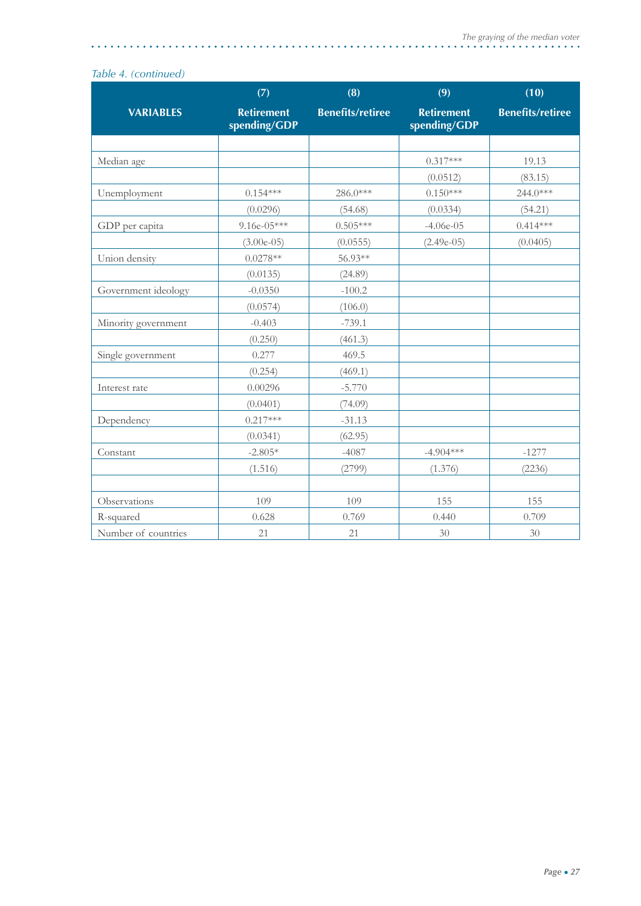*Table 4. (continued)*

| VARIABLES | (7) Retirement spending/GDP | (8) Benefits/retiree | (9) Retirement spending/GDP | (10) Benefits/retiree |
|---|---|---|---|---|
| | | | | |
| Median age | | | 0.317*** | 19.13 |
| | | | (0.0512) | (83.15) |
| Unemployment | 0.154*** | 286.0*** | 0.150*** | 244.0*** |
| | (0.0296) | (54.68) | (0.0334) | (54.21) |
| GDP per capita | 9.16e-05*** | 0.505*** | -4.06e-05 | 0.414*** |
| | (3.00e-05) | (0.0555) | (2.49e-05) | (0.0405) |
| Union density | 0.0278** | 56.93** | | |
| | (0.0135) | (24.89) | | |
| Government ideology | -0.0350 | -100.2 | | |
| | (0.0574) | (106.0) | | |
| Minority government | -0.403 | -739.1 | | |
| | (0.250) | (461.3) | | |
| Single government | 0.277 | 469.5 | | |
| | (0.254) | (469.1) | | |
| Interest rate | 0.00296 | -5.770 | | |
| | (0.0401) | (74.09) | | |
| Dependency | 0.217*** | -31.13 | | |
| | (0.0341) | (62.95) | | |
| Constant | -2.805* | -4087 | -4.904*** | -1277 |
| | (1.516) | (2799) | (1.376) | (2236) |
| | | | | |
| Observations | 109 | 109 | 155 | 155 |
| R-squared | 0.628 | 0.769 | 0.440 | 0.709 |
| Number of countries | 21 | 21 | 30 | 30 |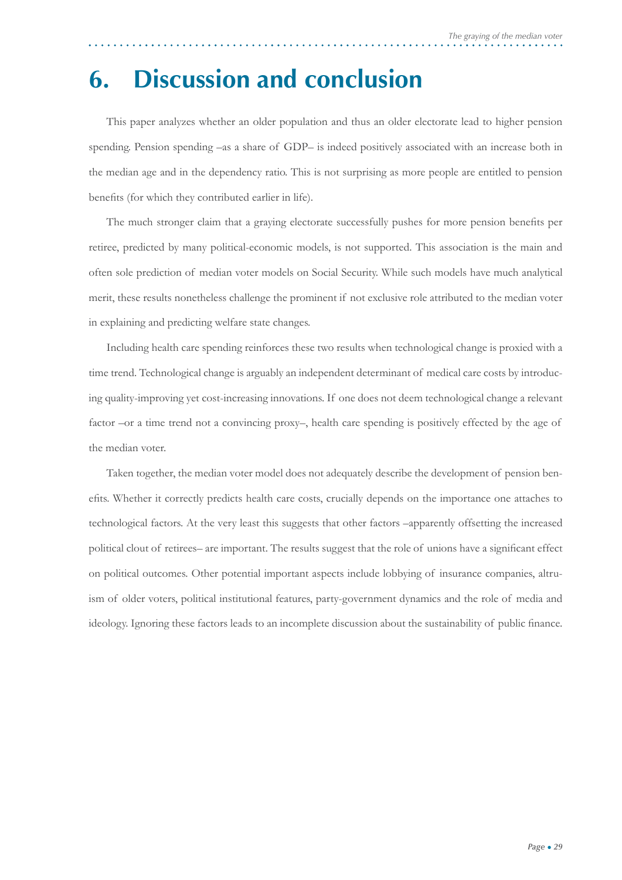# 6. Discussion and conclusion

This paper analyzes whether an older population and thus an older electorate lead to higher pension spending. Pension spending –as a share of GDP– is indeed positively associated with an increase both in the median age and in the dependency ratio. This is not surprising as more people are entitled to pension benefits (for which they contributed earlier in life).

The much stronger claim that a graying electorate successfully pushes for more pension benefits per retiree, predicted by many political-economic models, is not supported. This association is the main and often sole prediction of median voter models on Social Security. While such models have much analytical merit, these results nonetheless challenge the prominent if not exclusive role attributed to the median voter in explaining and predicting welfare state changes.

Including health care spending reinforces these two results when technological change is proxied with a time trend. Technological change is arguably an independent determinant of medical care costs by introducing quality-improving yet cost-increasing innovations. If one does not deem technological change a relevant factor –or a time trend not a convincing proxy–, health care spending is positively effected by the age of the median voter.

Taken together, the median voter model does not adequately describe the development of pension benefits. Whether it correctly predicts health care costs, crucially depends on the importance one attaches to technological factors. At the very least this suggests that other factors –apparently offsetting the increased political clout of retirees– are important. The results suggest that the role of unions have a significant effect on political outcomes. Other potential important aspects include lobbying of insurance companies, altruism of older voters, political institutional features, party-government dynamics and the role of media and ideology. Ignoring these factors leads to an incomplete discussion about the sustainability of public finance.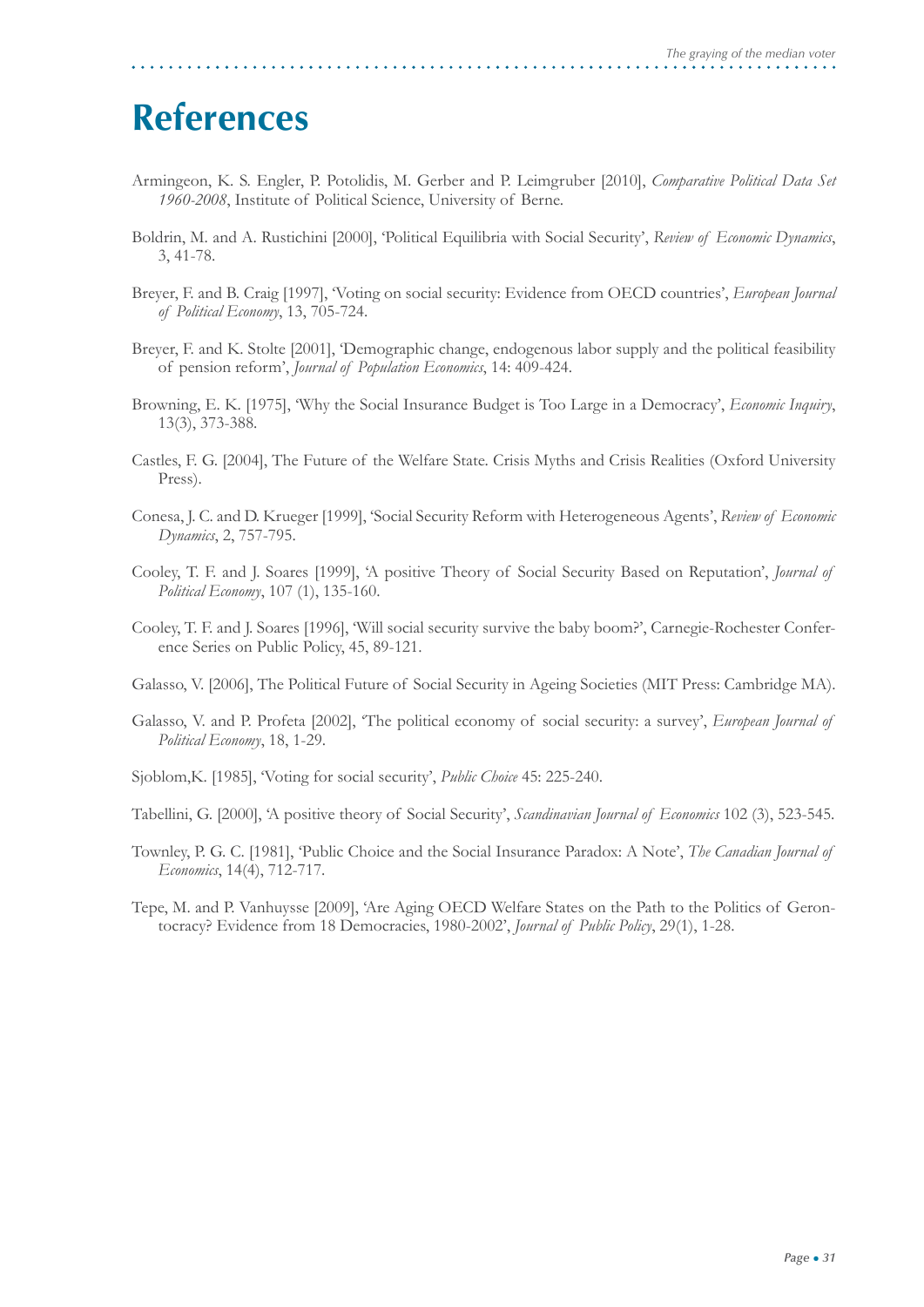# References

Armingeon, K. S. Engler, P. Potolidis, M. Gerber and P. Leimgruber [2010], *Comparative Political Data Set 1960-2008*, Institute of Political Science, University of Berne.

Boldrin, M. and A. Rustichini [2000], 'Political Equilibria with Social Security', *Review of Economic Dynamics*, 3, 41-78.

Breyer, F. and B. Craig [1997], 'Voting on social security: Evidence from OECD countries', *European Journal of Political Economy*, 13, 705-724.

Breyer, F. and K. Stolte [2001], 'Demographic change, endogenous labor supply and the political feasibility of pension reform', *Journal of Population Economics*, 14: 409-424.

Browning, E. K. [1975], 'Why the Social Insurance Budget is Too Large in a Democracy', *Economic Inquiry*, 13(3), 373-388.

Castles, F. G. [2004], The Future of the Welfare State. Crisis Myths and Crisis Realities (Oxford University Press).

Conesa, J. C. and D. Krueger [1999], 'Social Security Reform with Heterogeneous Agents', *Review of Economic Dynamics*, 2, 757-795.

Cooley, T. F. and J. Soares [1999], 'A positive Theory of Social Security Based on Reputation', *Journal of Political Economy*, 107 (1), 135-160.

Cooley, T. F. and J. Soares [1996], 'Will social security survive the baby boom?', Carnegie-Rochester Conference Series on Public Policy, 45, 89-121.

Galasso, V. [2006], The Political Future of Social Security in Ageing Societies (MIT Press: Cambridge MA).

Galasso, V. and P. Profeta [2002], 'The political economy of social security: a survey', *European Journal of Political Economy*, 18, 1-29.

Sjoblom,K. [1985], 'Voting for social security', *Public Choice* 45: 225-240.

Tabellini, G. [2000], 'A positive theory of Social Security', *Scandinavian Journal of Economics* 102 (3), 523-545.

Townley, P. G. C. [1981], 'Public Choice and the Social Insurance Paradox: A Note', *The Canadian Journal of Economics*, 14(4), 712-717.

Tepe, M. and P. Vanhuysse [2009], 'Are Aging OECD Welfare States on the Path to the Politics of Gerontocracy? Evidence from 18 Democracies, 1980-2002', *Journal of Public Policy*, 29(1), 1-28.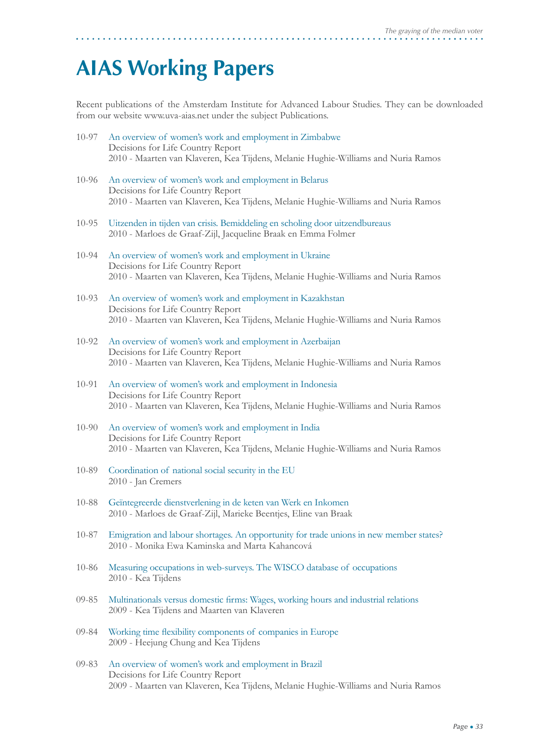# AIAS Working Papers

Recent publications of the Amsterdam Institute for Advanced Labour Studies. They can be downloaded from our website www.uva-aias.net under the subject Publications.

10-97 An overview of women's work and employment in Zimbabwe
Decisions for Life Country Report
2010 - Maarten van Klaveren, Kea Tijdens, Melanie Hughie-Williams and Nuria Ramos

10-96 An overview of women's work and employment in Belarus
Decisions for Life Country Report
2010 - Maarten van Klaveren, Kea Tijdens, Melanie Hughie-Williams and Nuria Ramos

10-95 Uitzenden in tijden van crisis. Bemiddeling en scholing door uitzendbureaus
2010 - Marloes de Graaf-Zijl, Jacqueline Braak en Emma Folmer

10-94 An overview of women's work and employment in Ukraine
Decisions for Life Country Report
2010 - Maarten van Klaveren, Kea Tijdens, Melanie Hughie-Williams and Nuria Ramos

10-93 An overview of women's work and employment in Kazakhstan
Decisions for Life Country Report
2010 - Maarten van Klaveren, Kea Tijdens, Melanie Hughie-Williams and Nuria Ramos

10-92 An overview of women's work and employment in Azerbaijan
Decisions for Life Country Report
2010 - Maarten van Klaveren, Kea Tijdens, Melanie Hughie-Williams and Nuria Ramos

10-91 An overview of women's work and employment in Indonesia
Decisions for Life Country Report
2010 - Maarten van Klaveren, Kea Tijdens, Melanie Hughie-Williams and Nuria Ramos

10-90 An overview of women's work and employment in India
Decisions for Life Country Report
2010 - Maarten van Klaveren, Kea Tijdens, Melanie Hughie-Williams and Nuria Ramos

10-89 Coordination of national social security in the EU
2010 - Jan Cremers

10-88 Geïntegreerde dienstverlening in de keten van Werk en Inkomen
2010 - Marloes de Graaf-Zijl, Marieke Beentjes, Eline van Braak

10-87 Emigration and labour shortages. An opportunity for trade unions in new member states?
2010 - Monika Ewa Kaminska and Marta Kahancová

10-86 Measuring occupations in web-surveys. The WISCO database of occupations
2010 - Kea Tijdens

09-85 Multinationals versus domestic firms: Wages, working hours and industrial relations
2009 - Kea Tijdens and Maarten van Klaveren

09-84 Working time flexibility components of companies in Europe
2009 - Heejung Chung and Kea Tijdens

09-83 An overview of women's work and employment in Brazil
Decisions for Life Country Report
2009 - Maarten van Klaveren, Kea Tijdens, Melanie Hughie-Williams and Nuria Ramos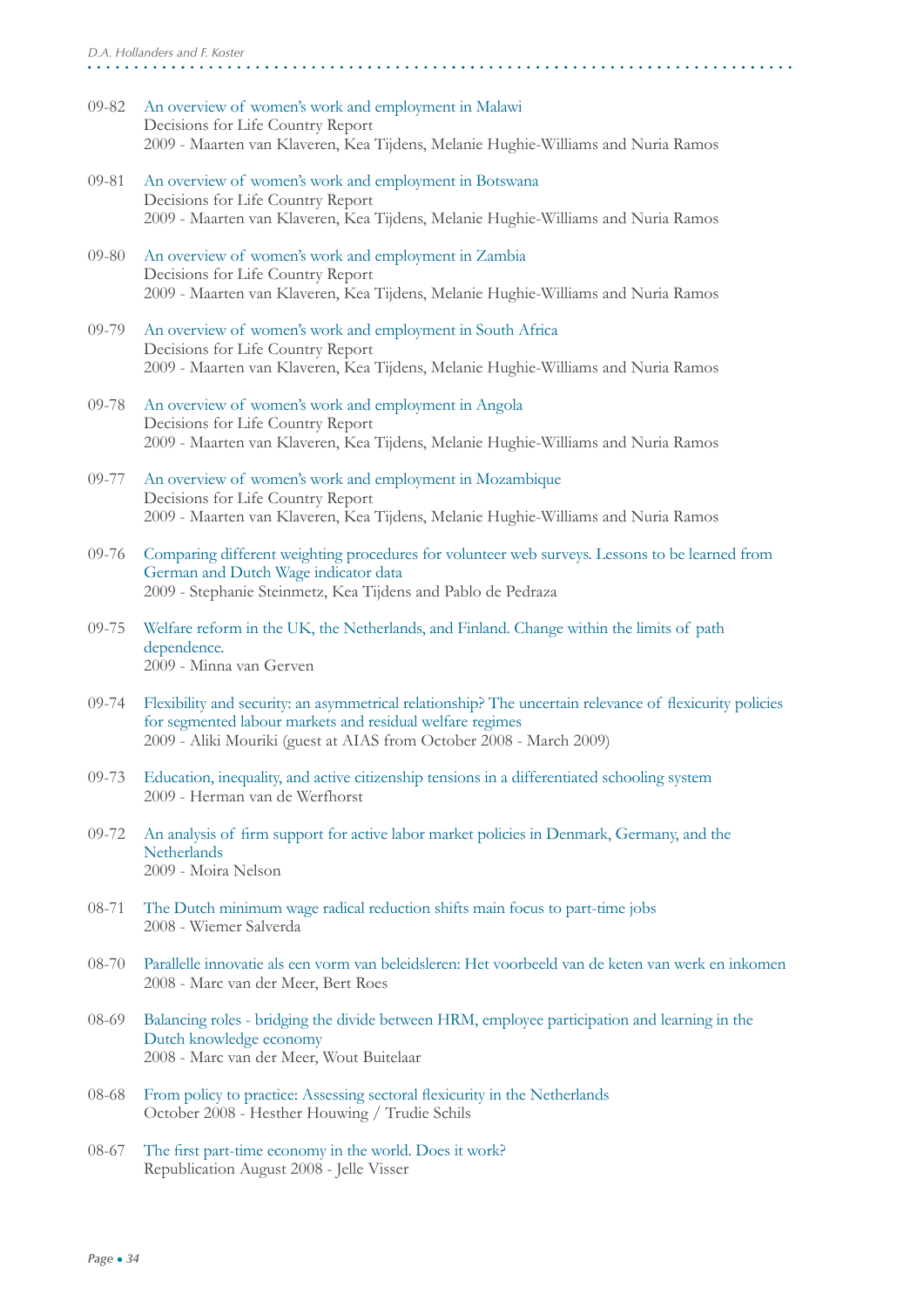09-82 An overview of women's work and employment in Malawi
Decisions for Life Country Report
2009 - Maarten van Klaveren, Kea Tijdens, Melanie Hughie-Williams and Nuria Ramos

09-81 An overview of women's work and employment in Botswana
Decisions for Life Country Report
2009 - Maarten van Klaveren, Kea Tijdens, Melanie Hughie-Williams and Nuria Ramos

09-80 An overview of women's work and employment in Zambia
Decisions for Life Country Report
2009 - Maarten van Klaveren, Kea Tijdens, Melanie Hughie-Williams and Nuria Ramos

09-79 An overview of women's work and employment in South Africa
Decisions for Life Country Report
2009 - Maarten van Klaveren, Kea Tijdens, Melanie Hughie-Williams and Nuria Ramos

09-78 An overview of women's work and employment in Angola
Decisions for Life Country Report
2009 - Maarten van Klaveren, Kea Tijdens, Melanie Hughie-Williams and Nuria Ramos

09-77 An overview of women's work and employment in Mozambique
Decisions for Life Country Report
2009 - Maarten van Klaveren, Kea Tijdens, Melanie Hughie-Williams and Nuria Ramos

09-76 Comparing different weighting procedures for volunteer web surveys. Lessons to be learned from German and Dutch Wage indicator data
2009 - Stephanie Steinmetz, Kea Tijdens and Pablo de Pedraza

09-75 Welfare reform in the UK, the Netherlands, and Finland. Change within the limits of path dependence.
2009 - Minna van Gerven

09-74 Flexibility and security: an asymmetrical relationship? The uncertain relevance of flexicurity policies for segmented labour markets and residual welfare regimes
2009 - Aliki Mouriki (guest at AIAS from October 2008 - March 2009)

09-73 Education, inequality, and active citizenship tensions in a differentiated schooling system
2009 - Herman van de Werfhorst

09-72 An analysis of firm support for active labor market policies in Denmark, Germany, and the Netherlands
2009 - Moira Nelson

08-71 The Dutch minimum wage radical reduction shifts main focus to part-time jobs
2008 - Wiemer Salverda

08-70 Parallelle innovatie als een vorm van beleidsleren: Het voorbeeld van de keten van werk en inkomen
2008 - Marc van der Meer, Bert Roes

08-69 Balancing roles - bridging the divide between HRM, employee participation and learning in the Dutch knowledge economy
2008 - Marc van der Meer, Wout Buitelaar

08-68 From policy to practice: Assessing sectoral flexicurity in the Netherlands
October 2008 - Hesther Houwing / Trudie Schils

08-67 The first part-time economy in the world. Does it work?
Republication August 2008 - Jelle Visser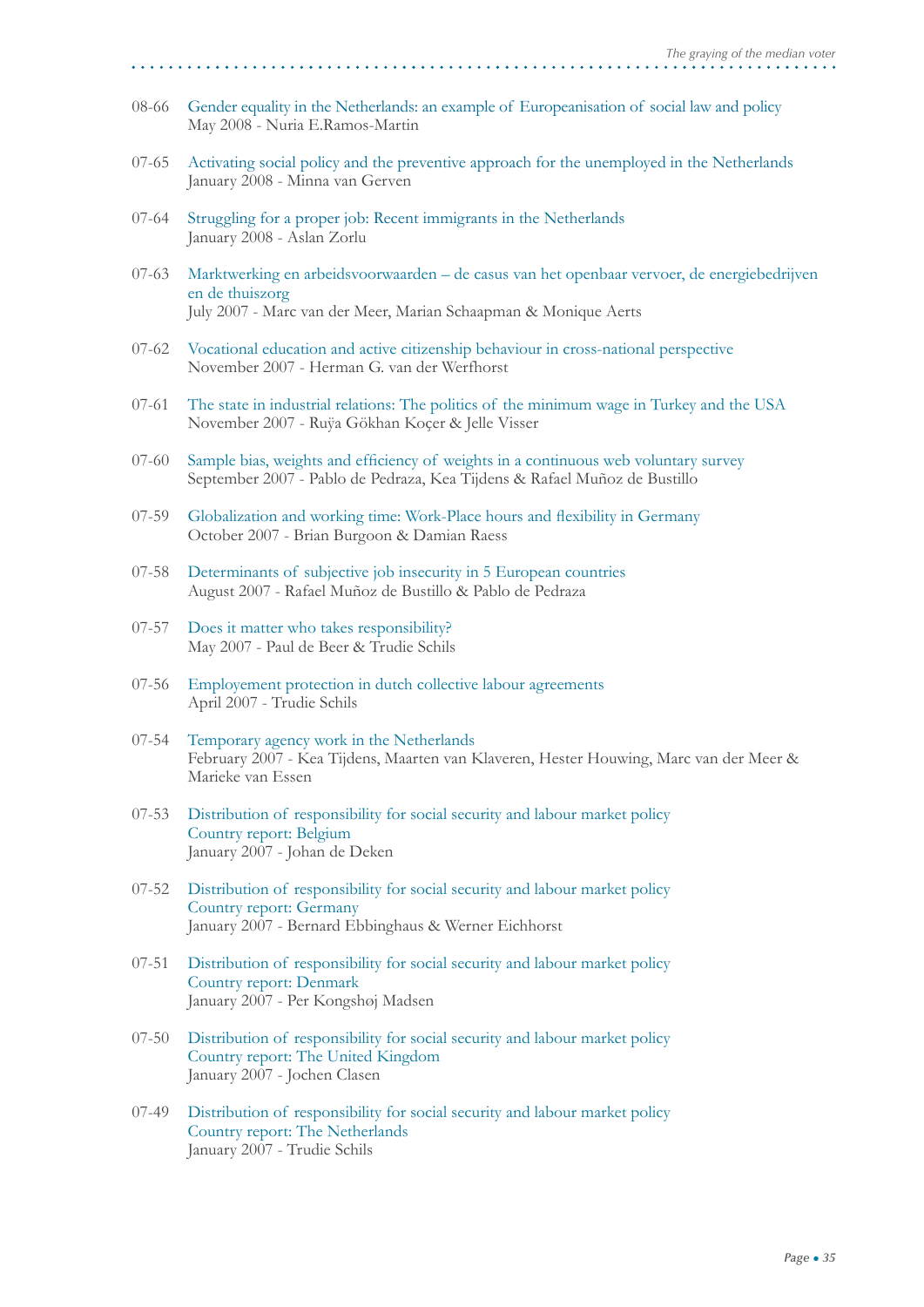08-66 Gender equality in the Netherlands: an example of Europeanisation of social law and policy
May 2008 - Nuria E.Ramos-Martin

07-65 Activating social policy and the preventive approach for the unemployed in the Netherlands
January 2008 - Minna van Gerven

07-64 Struggling for a proper job: Recent immigrants in the Netherlands
January 2008 - Aslan Zorlu

07-63 Marktwerking en arbeidsvoorwaarden – de casus van het openbaar vervoer, de energiebedrijven en de thuiszorg
July 2007 - Marc van der Meer, Marian Schaapman & Monique Aerts

07-62 Vocational education and active citizenship behaviour in cross-national perspective
November 2007 - Herman G. van der Werfhorst

07-61 The state in industrial relations: The politics of the minimum wage in Turkey and the USA
November 2007 - Ruÿa Gökhan Koçer & Jelle Visser

07-60 Sample bias, weights and efficiency of weights in a continuous web voluntary survey
September 2007 - Pablo de Pedraza, Kea Tijdens & Rafael Muñoz de Bustillo

07-59 Globalization and working time: Work-Place hours and flexibility in Germany
October 2007 - Brian Burgoon & Damian Raess

07-58 Determinants of subjective job insecurity in 5 European countries
August 2007 - Rafael Muñoz de Bustillo & Pablo de Pedraza

07-57 Does it matter who takes responsibility?
May 2007 - Paul de Beer & Trudie Schils

07-56 Employement protection in dutch collective labour agreements
April 2007 - Trudie Schils

07-54 Temporary agency work in the Netherlands
February 2007 - Kea Tijdens, Maarten van Klaveren, Hester Houwing, Marc van der Meer & Marieke van Essen

07-53 Distribution of responsibility for social security and labour market policy
Country report: Belgium
January 2007 - Johan de Deken

07-52 Distribution of responsibility for social security and labour market policy
Country report: Germany
January 2007 - Bernard Ebbinghaus & Werner Eichhorst

07-51 Distribution of responsibility for social security and labour market policy
Country report: Denmark
January 2007 - Per Kongshøj Madsen

07-50 Distribution of responsibility for social security and labour market policy
Country report: The United Kingdom
January 2007 - Jochen Clasen

07-49 Distribution of responsibility for social security and labour market policy
Country report: The Netherlands
January 2007 - Trudie Schils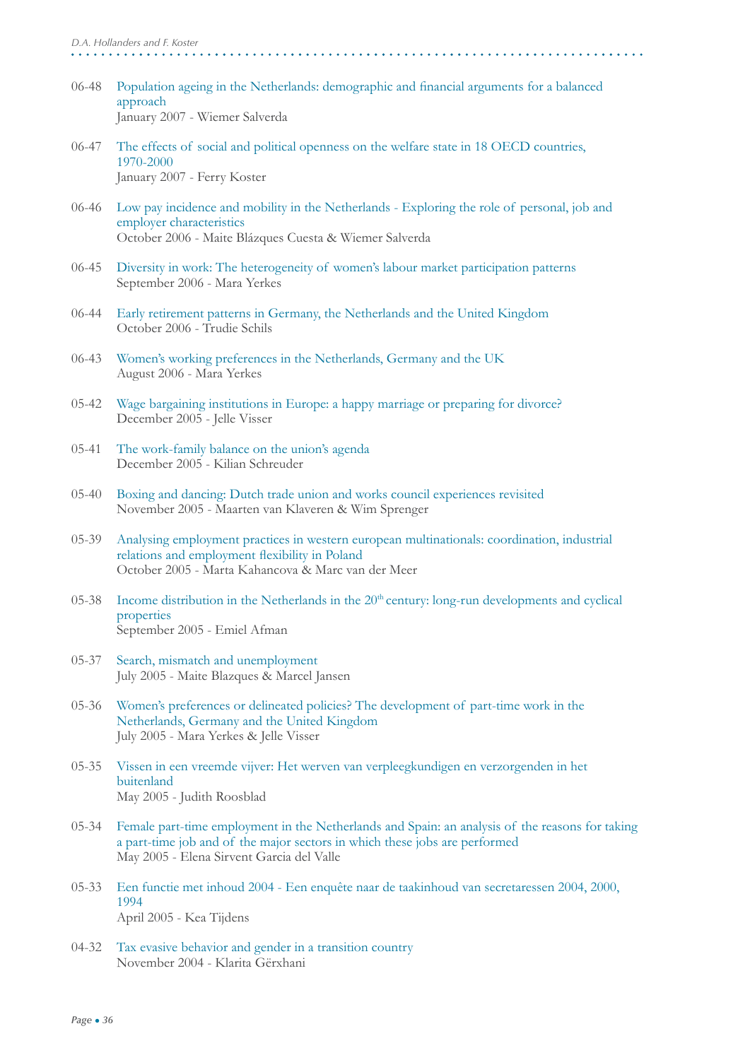06-48 Population ageing in the Netherlands: demographic and financial arguments for a balanced approach
January 2007 - Wiemer Salverda

06-47 The effects of social and political openness on the welfare state in 18 OECD countries, 1970-2000
January 2007 - Ferry Koster

06-46 Low pay incidence and mobility in the Netherlands - Exploring the role of personal, job and employer characteristics
October 2006 - Maite Blázques Cuesta & Wiemer Salverda

06-45 Diversity in work: The heterogeneity of women's labour market participation patterns
September 2006 - Mara Yerkes

06-44 Early retirement patterns in Germany, the Netherlands and the United Kingdom
October 2006 - Trudie Schils

06-43 Women's working preferences in the Netherlands, Germany and the UK
August 2006 - Mara Yerkes

05-42 Wage bargaining institutions in Europe: a happy marriage or preparing for divorce?
December 2005 - Jelle Visser

05-41 The work-family balance on the union's agenda
December 2005 - Kilian Schreuder

05-40 Boxing and dancing: Dutch trade union and works council experiences revisited
November 2005 - Maarten van Klaveren & Wim Sprenger

05-39 Analysing employment practices in western european multinationals: coordination, industrial relations and employment flexibility in Poland
October 2005 - Marta Kahancova & Marc van der Meer

05-38 Income distribution in the Netherlands in the 20th century: long-run developments and cyclical properties
September 2005 - Emiel Afman

05-37 Search, mismatch and unemployment
July 2005 - Maite Blazques & Marcel Jansen

05-36 Women's preferences or delineated policies? The development of part-time work in the Netherlands, Germany and the United Kingdom
July 2005 - Mara Yerkes & Jelle Visser

05-35 Vissen in een vreemde vijver: Het werven van verpleegkundigen en verzorgenden in het buitenland
May 2005 - Judith Roosblad

05-34 Female part-time employment in the Netherlands and Spain: an analysis of the reasons for taking a part-time job and of the major sectors in which these jobs are performed
May 2005 - Elena Sirvent Garcia del Valle

05-33 Een functie met inhoud 2004 - Een enquête naar de taakinhoud van secretaressen 2004, 2000, 1994
April 2005 - Kea Tijdens

04-32 Tax evasive behavior and gender in a transition country
November 2004 - Klarita Gërxhani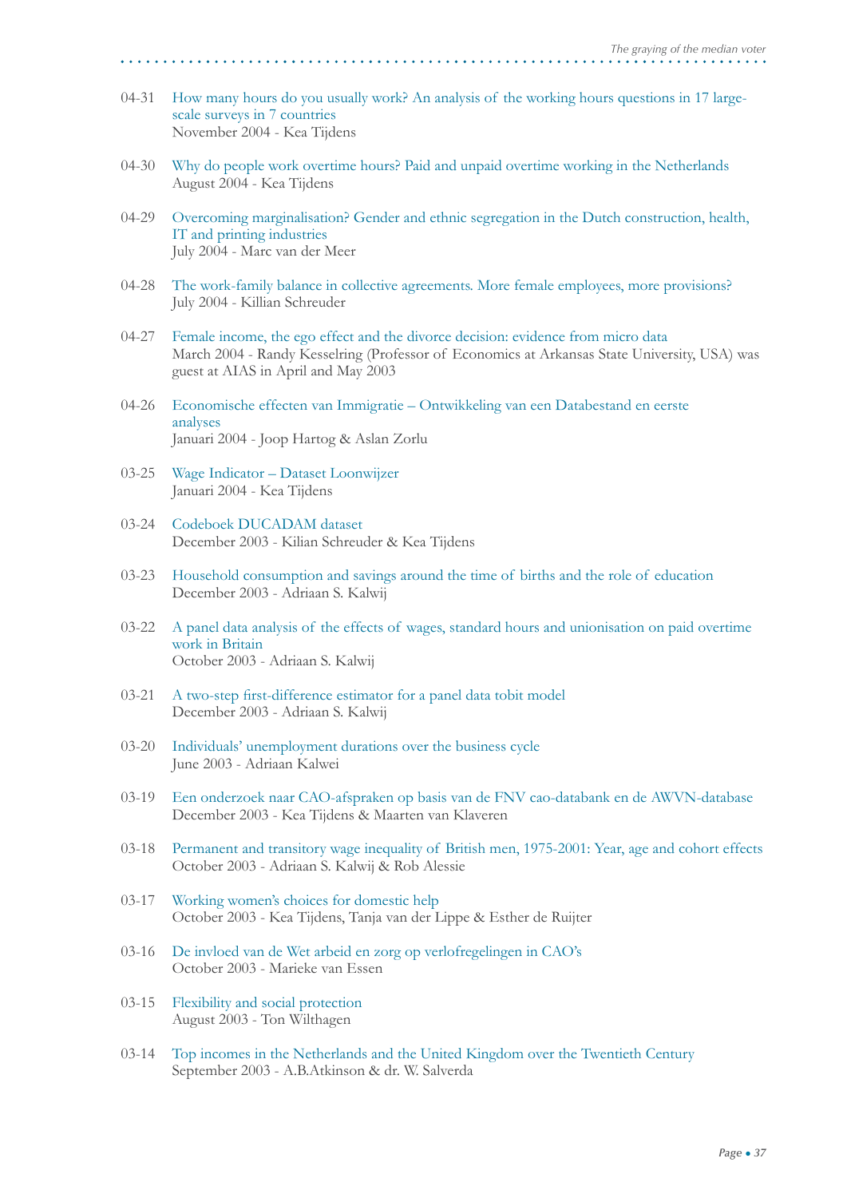04-31 How many hours do you usually work? An analysis of the working hours questions in 17 large-scale surveys in 7 countries  
November 2004 - Kea Tijdens

04-30 Why do people work overtime hours? Paid and unpaid overtime working in the Netherlands  
August 2004 - Kea Tijdens

04-29 Overcoming marginalisation? Gender and ethnic segregation in the Dutch construction, health, IT and printing industries  
July 2004 - Marc van der Meer

04-28 The work-family balance in collective agreements. More female employees, more provisions?  
July 2004 - Killian Schreuder

04-27 Female income, the ego effect and the divorce decision: evidence from micro data  
March 2004 - Randy Kesselring (Professor of Economics at Arkansas State University, USA) was guest at AIAS in April and May 2003

04-26 Economische effecten van Immigratie – Ontwikkeling van een Databestand en eerste analyses  
Januari 2004 - Joop Hartog & Aslan Zorlu

03-25 Wage Indicator – Dataset Loonwijzer  
Januari 2004 - Kea Tijdens

03-24 Codeboek DUCADAM dataset  
December 2003 - Kilian Schreuder & Kea Tijdens

03-23 Household consumption and savings around the time of births and the role of education  
December 2003 - Adriaan S. Kalwij

03-22 A panel data analysis of the effects of wages, standard hours and unionisation on paid overtime work in Britain  
October 2003 - Adriaan S. Kalwij

03-21 A two-step first-difference estimator for a panel data tobit model  
December 2003 - Adriaan S. Kalwij

03-20 Individuals' unemployment durations over the business cycle  
June 2003 - Adriaan Kalwei

03-19 Een onderzoek naar CAO-afspraken op basis van de FNV cao-databank en de AWVN-database  
December 2003 - Kea Tijdens & Maarten van Klaveren

03-18 Permanent and transitory wage inequality of British men, 1975-2001: Year, age and cohort effects  
October 2003 - Adriaan S. Kalwij & Rob Alessie

03-17 Working women's choices for domestic help  
October 2003 - Kea Tijdens, Tanja van der Lippe & Esther de Ruijter

03-16 De invloed van de Wet arbeid en zorg op verlofregelingen in CAO's  
October 2003 - Marieke van Essen

03-15 Flexibility and social protection  
August 2003 - Ton Wilthagen

03-14 Top incomes in the Netherlands and the United Kingdom over the Twentieth Century  
September 2003 - A.B.Atkinson & dr. W. Salverda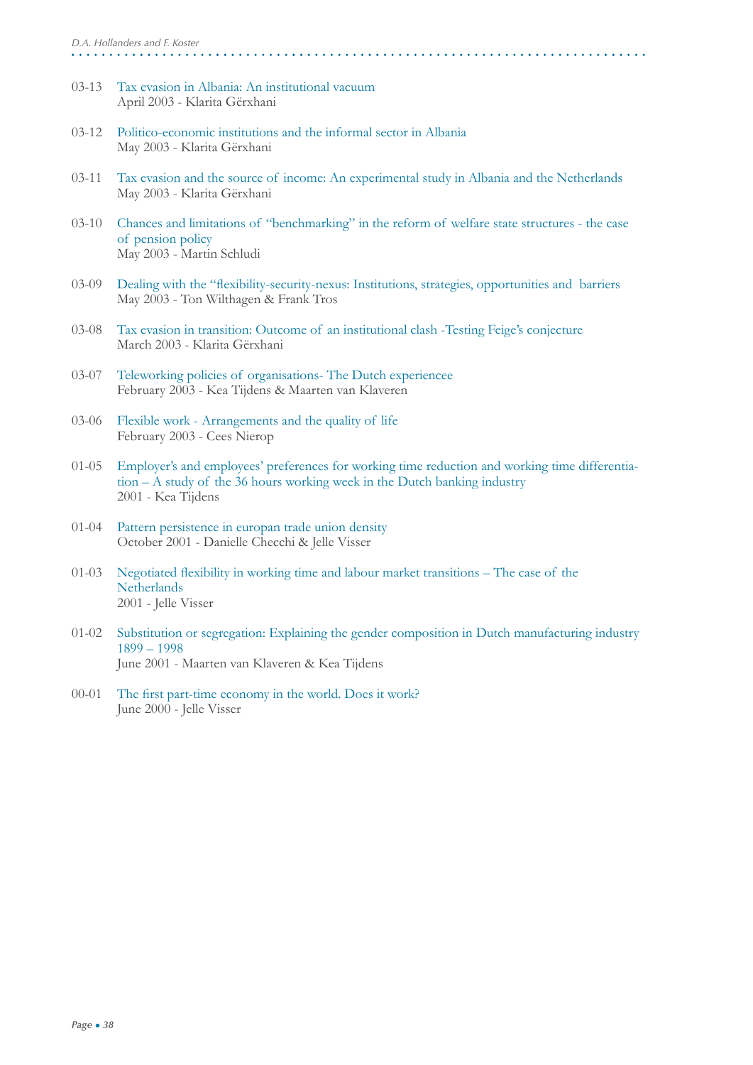03-13 Tax evasion in Albania: An institutional vacuum  
April 2003 - Klarita Gërxhani

03-12 Politico-economic institutions and the informal sector in Albania  
May 2003 - Klarita Gërxhani

03-11 Tax evasion and the source of income: An experimental study in Albania and the Netherlands  
May 2003 - Klarita Gërxhani

03-10 Chances and limitations of "benchmarking" in the reform of welfare state structures - the case of pension policy  
May 2003 - Martin Schludi

03-09 Dealing with the "flexibility-security-nexus: Institutions, strategies, opportunities and barriers  
May 2003 - Ton Wilthagen & Frank Tros

03-08 Tax evasion in transition: Outcome of an institutional clash -Testing Feige's conjecture  
March 2003 - Klarita Gërxhani

03-07 Teleworking policies of organisations- The Dutch experiencee  
February 2003 - Kea Tijdens & Maarten van Klaveren

03-06 Flexible work - Arrangements and the quality of life  
February 2003 - Cees Nierop

01-05 Employer's and employees' preferences for working time reduction and working time differentiation – A study of the 36 hours working week in the Dutch banking industry  
2001 - Kea Tijdens

01-04 Pattern persistence in europan trade union density  
October 2001 - Danielle Checchi & Jelle Visser

01-03 Negotiated flexibility in working time and labour market transitions – The case of the Netherlands  
2001 - Jelle Visser

01-02 Substitution or segregation: Explaining the gender composition in Dutch manufacturing industry 1899 – 1998  
June 2001 - Maarten van Klaveren & Kea Tijdens

00-01 The first part-time economy in the world. Does it work?  
June 2000 - Jelle Visser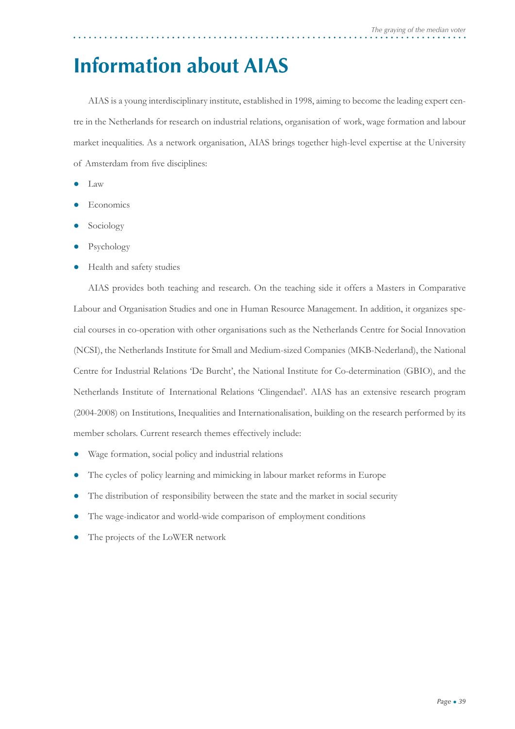# Information about AIAS

AIAS is a young interdisciplinary institute, established in 1998, aiming to become the leading expert centre in the Netherlands for research on industrial relations, organisation of work, wage formation and labour market inequalities. As a network organisation, AIAS brings together high-level expertise at the University of Amsterdam from five disciplines:

- Law
- Economics
- Sociology
- Psychology
- Health and safety studies

AIAS provides both teaching and research. On the teaching side it offers a Masters in Comparative Labour and Organisation Studies and one in Human Resource Management. In addition, it organizes special courses in co-operation with other organisations such as the Netherlands Centre for Social Innovation (NCSI), the Netherlands Institute for Small and Medium-sized Companies (MKB-Nederland), the National Centre for Industrial Relations 'De Burcht', the National Institute for Co-determination (GBIO), and the Netherlands Institute of International Relations 'Clingendael'. AIAS has an extensive research program (2004-2008) on Institutions, Inequalities and Internationalisation, building on the research performed by its member scholars. Current research themes effectively include:

- Wage formation, social policy and industrial relations
- The cycles of policy learning and mimicking in labour market reforms in Europe
- The distribution of responsibility between the state and the market in social security
- The wage-indicator and world-wide comparison of employment conditions
- The projects of the LoWER network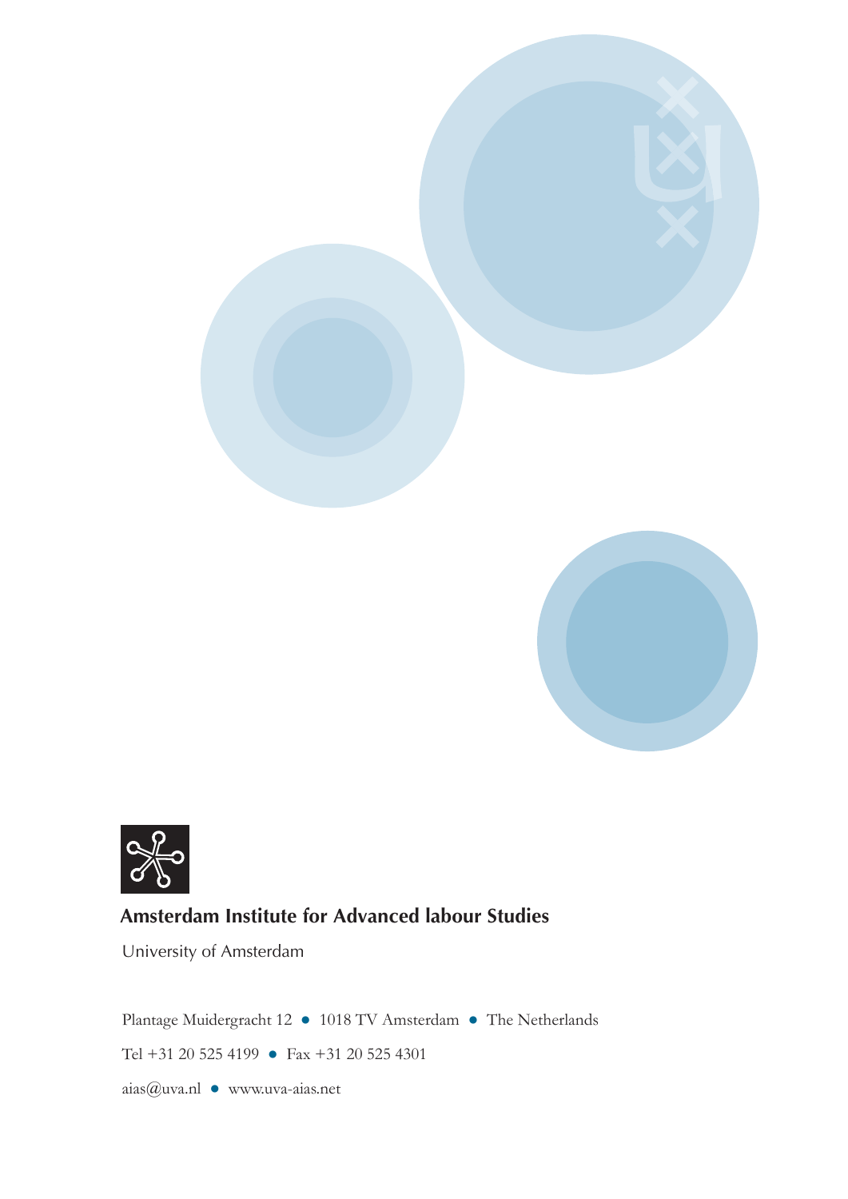**Amsterdam Institute for Advanced labour Studies**

University of Amsterdam

Plantage Muidergracht 12 • 1018 TV Amsterdam • The Netherlands

Tel +31 20 525 4199 • Fax +31 20 525 4301

aias@uva.nl • www.uva-aias.net